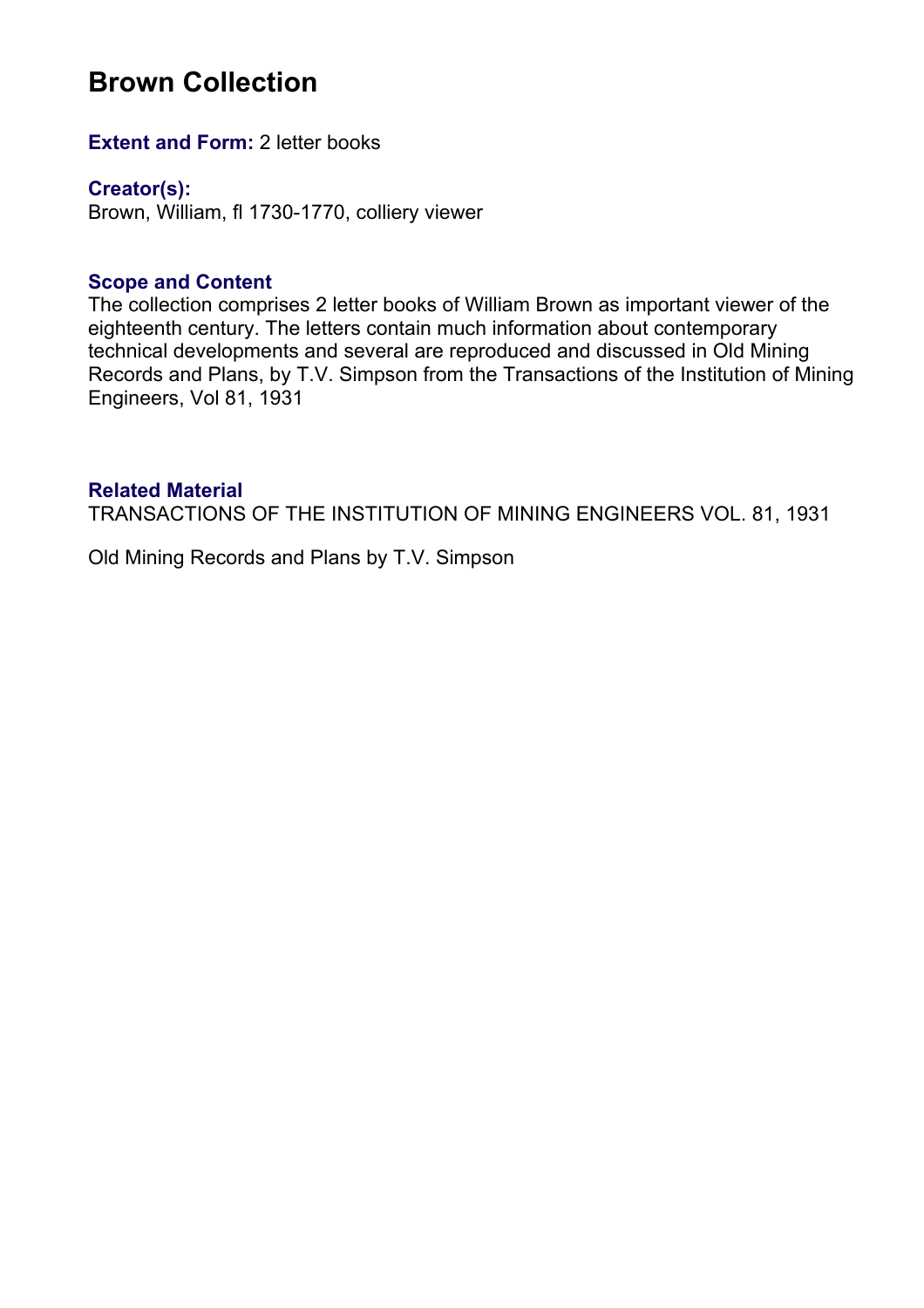# Brown Collection

**Extent and Form:** 2 letter books

**Creator(s):**
Brown, William, fl 1730-1770, colliery viewer

## Scope and Content

The collection comprises 2 letter books of William Brown as important viewer of the eighteenth century. The letters contain much information about contemporary technical developments and several are reproduced and discussed in Old Mining Records and Plans, by T.V. Simpson from the Transactions of the Institution of Mining Engineers, Vol 81, 1931

## Related Material

TRANSACTIONS OF THE INSTITUTION OF MINING ENGINEERS VOL. 81, 1931

Old Mining Records and Plans by T.V. Simpson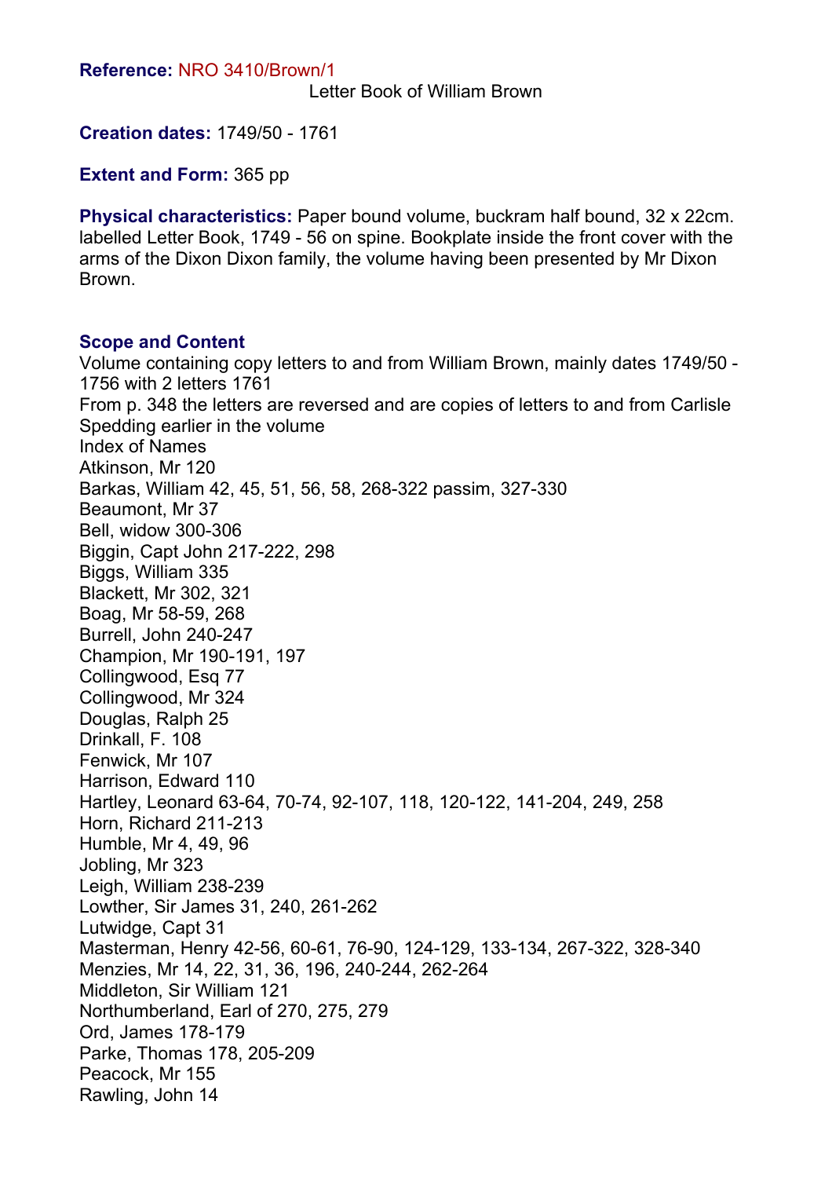**Reference:** NRO 3410/Brown/1

Letter Book of William Brown

**Creation dates:** 1749/50 - 1761

**Extent and Form:** 365 pp

**Physical characteristics:** Paper bound volume, buckram half bound, 32 x 22cm. labelled Letter Book, 1749 - 56 on spine. Bookplate inside the front cover with the arms of the Dixon Dixon family, the volume having been presented by Mr Dixon Brown.

**Scope and Content**

Volume containing copy letters to and from William Brown, mainly dates 1749/50 - 1756 with 2 letters 1761
From p. 348 the letters are reversed and are copies of letters to and from Carlisle Spedding earlier in the volume
Index of Names
Atkinson, Mr 120
Barkas, William 42, 45, 51, 56, 58, 268-322 passim, 327-330
Beaumont, Mr 37
Bell, widow 300-306
Biggin, Capt John 217-222, 298
Biggs, William 335
Blackett, Mr 302, 321
Boag, Mr 58-59, 268
Burrell, John 240-247
Champion, Mr 190-191, 197
Collingwood, Esq 77
Collingwood, Mr 324
Douglas, Ralph 25
Drinkall, F. 108
Fenwick, Mr 107
Harrison, Edward 110
Hartley, Leonard 63-64, 70-74, 92-107, 118, 120-122, 141-204, 249, 258
Horn, Richard 211-213
Humble, Mr 4, 49, 96
Jobling, Mr 323
Leigh, William 238-239
Lowther, Sir James 31, 240, 261-262
Lutwidge, Capt 31
Masterman, Henry 42-56, 60-61, 76-90, 124-129, 133-134, 267-322, 328-340
Menzies, Mr 14, 22, 31, 36, 196, 240-244, 262-264
Middleton, Sir William 121
Northumberland, Earl of 270, 275, 279
Ord, James 178-179
Parke, Thomas 178, 205-209
Peacock, Mr 155
Rawling, John 14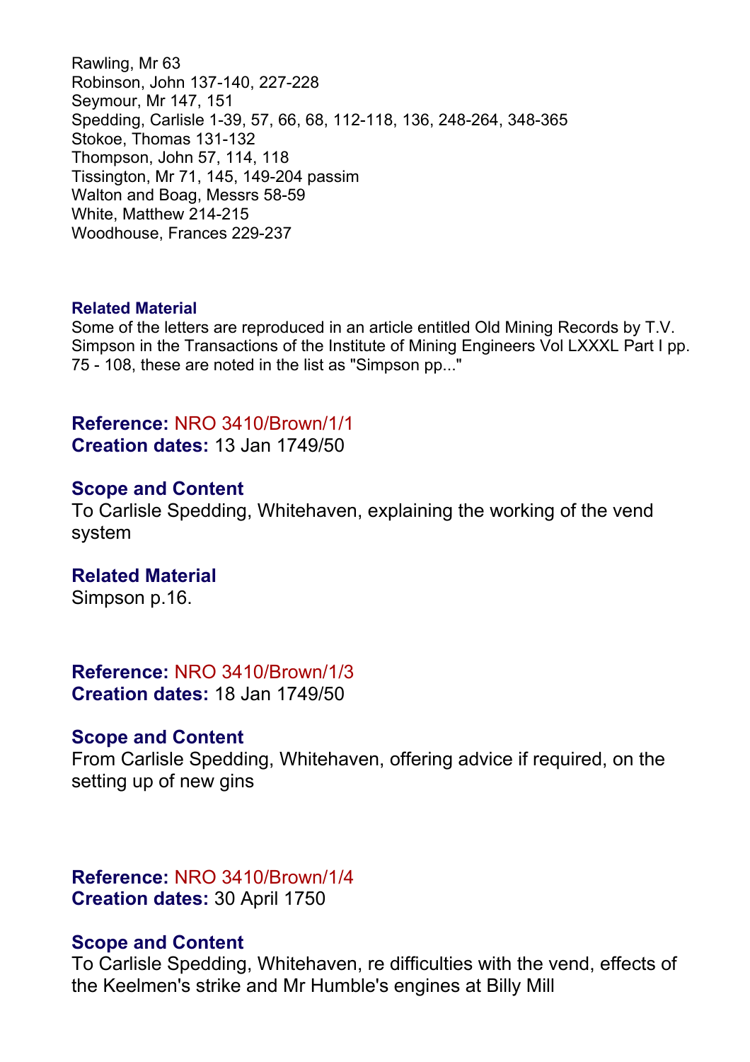Rawling, Mr 63
Robinson, John 137-140, 227-228
Seymour, Mr 147, 151
Spedding, Carlisle 1-39, 57, 66, 68, 112-118, 136, 248-264, 348-365
Stokoe, Thomas 131-132
Thompson, John 57, 114, 118
Tissington, Mr 71, 145, 149-204 passim
Walton and Boag, Messrs 58-59
White, Matthew 214-215
Woodhouse, Frances 229-237

**Related Material**
Some of the letters are reproduced in an article entitled Old Mining Records by T.V. Simpson in the Transactions of the Institute of Mining Engineers Vol LXXXL Part I pp. 75 - 108, these are noted in the list as "Simpson pp..."

**Reference:** NRO 3410/Brown/1/1
**Creation dates:** 13 Jan 1749/50

**Scope and Content**
To Carlisle Spedding, Whitehaven, explaining the working of the vend system

**Related Material**
Simpson p.16.

**Reference:** NRO 3410/Brown/1/3
**Creation dates:** 18 Jan 1749/50

**Scope and Content**
From Carlisle Spedding, Whitehaven, offering advice if required, on the setting up of new gins

**Reference:** NRO 3410/Brown/1/4
**Creation dates:** 30 April 1750

**Scope and Content**
To Carlisle Spedding, Whitehaven, re difficulties with the vend, effects of the Keelmen's strike and Mr Humble's engines at Billy Mill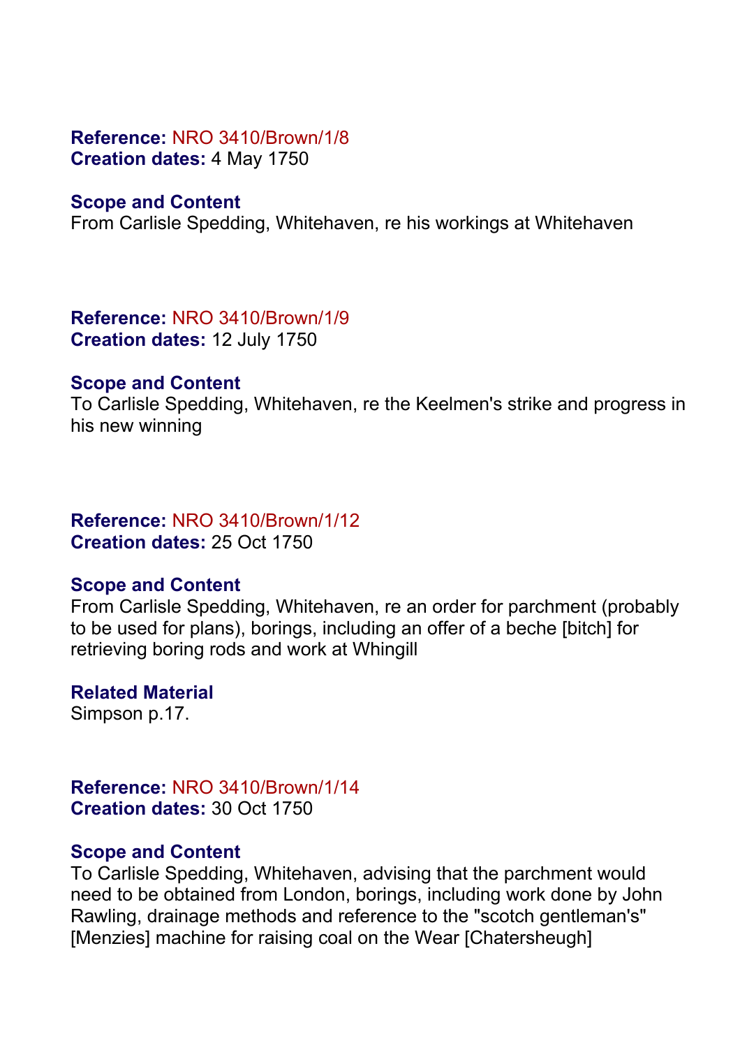**Reference:** NRO 3410/Brown/1/8
**Creation dates:** 4 May 1750

**Scope and Content**
From Carlisle Spedding, Whitehaven, re his workings at Whitehaven

**Reference:** NRO 3410/Brown/1/9
**Creation dates:** 12 July 1750

**Scope and Content**
To Carlisle Spedding, Whitehaven, re the Keelmen's strike and progress in his new winning

**Reference:** NRO 3410/Brown/1/12
**Creation dates:** 25 Oct 1750

**Scope and Content**
From Carlisle Spedding, Whitehaven, re an order for parchment (probably to be used for plans), borings, including an offer of a beche [bitch] for retrieving boring rods and work at Whingill

**Related Material**
Simpson p.17.

**Reference:** NRO 3410/Brown/1/14
**Creation dates:** 30 Oct 1750

**Scope and Content**
To Carlisle Spedding, Whitehaven, advising that the parchment would need to be obtained from London, borings, including work done by John Rawling, drainage methods and reference to the "scotch gentleman's" [Menzies] machine for raising coal on the Wear [Chatersheugh]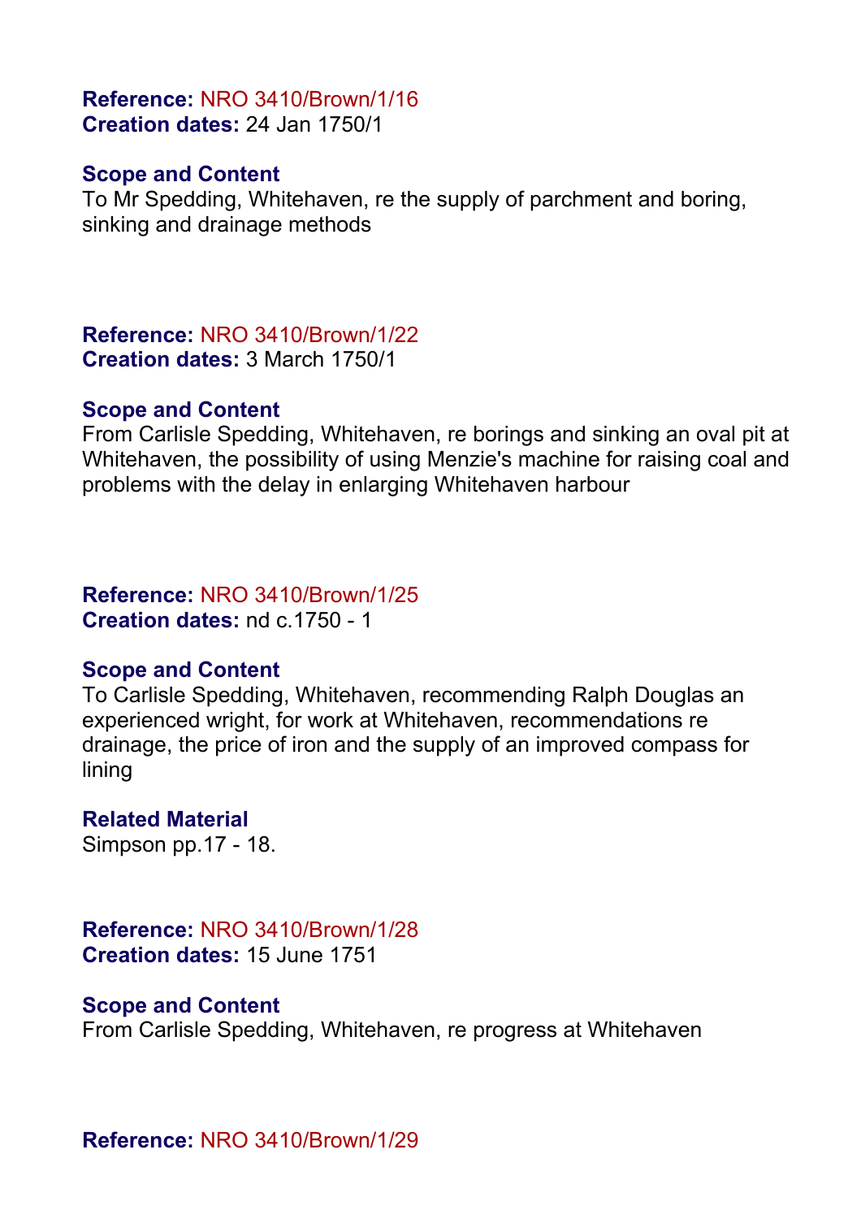**Reference:** NRO 3410/Brown/1/16
**Creation dates:** 24 Jan 1750/1

**Scope and Content**
To Mr Spedding, Whitehaven, re the supply of parchment and boring, sinking and drainage methods

**Reference:** NRO 3410/Brown/1/22
**Creation dates:** 3 March 1750/1

**Scope and Content**
From Carlisle Spedding, Whitehaven, re borings and sinking an oval pit at Whitehaven, the possibility of using Menzie's machine for raising coal and problems with the delay in enlarging Whitehaven harbour

**Reference:** NRO 3410/Brown/1/25
**Creation dates:** nd c.1750 - 1

**Scope and Content**
To Carlisle Spedding, Whitehaven, recommending Ralph Douglas an experienced wright, for work at Whitehaven, recommendations re drainage, the price of iron and the supply of an improved compass for lining

**Related Material**
Simpson pp.17 - 18.

**Reference:** NRO 3410/Brown/1/28
**Creation dates:** 15 June 1751

**Scope and Content**
From Carlisle Spedding, Whitehaven, re progress at Whitehaven

**Reference:** NRO 3410/Brown/1/29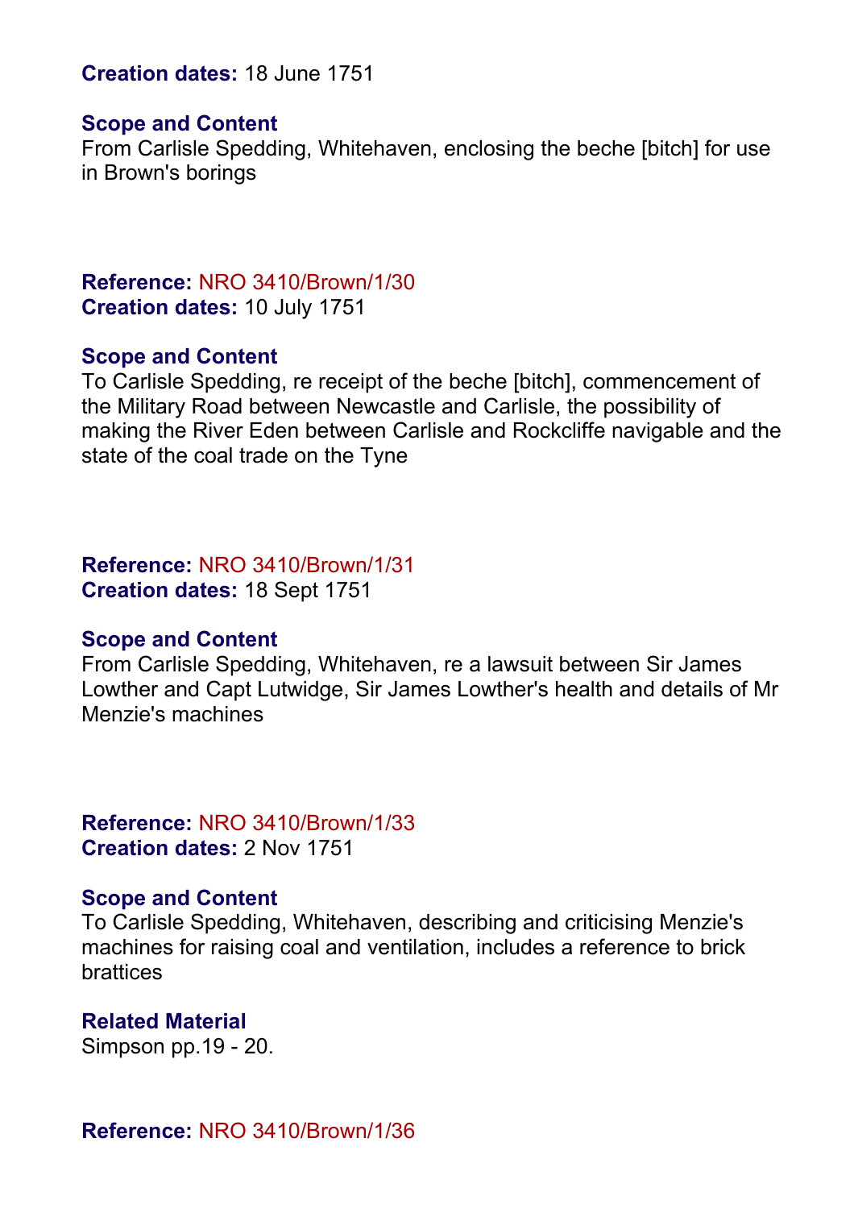**Creation dates:** 18 June 1751

**Scope and Content**
From Carlisle Spedding, Whitehaven, enclosing the beche [bitch] for use in Brown's borings

**Reference:** NRO 3410/Brown/1/30
**Creation dates:** 10 July 1751

**Scope and Content**
To Carlisle Spedding, re receipt of the beche [bitch], commencement of the Military Road between Newcastle and Carlisle, the possibility of making the River Eden between Carlisle and Rockcliffe navigable and the state of the coal trade on the Tyne

**Reference:** NRO 3410/Brown/1/31
**Creation dates:** 18 Sept 1751

**Scope and Content**
From Carlisle Spedding, Whitehaven, re a lawsuit between Sir James Lowther and Capt Lutwidge, Sir James Lowther's health and details of Mr Menzie's machines

**Reference:** NRO 3410/Brown/1/33
**Creation dates:** 2 Nov 1751

**Scope and Content**
To Carlisle Spedding, Whitehaven, describing and criticising Menzie's machines for raising coal and ventilation, includes a reference to brick brattices

**Related Material**
Simpson pp.19 - 20.

**Reference:** NRO 3410/Brown/1/36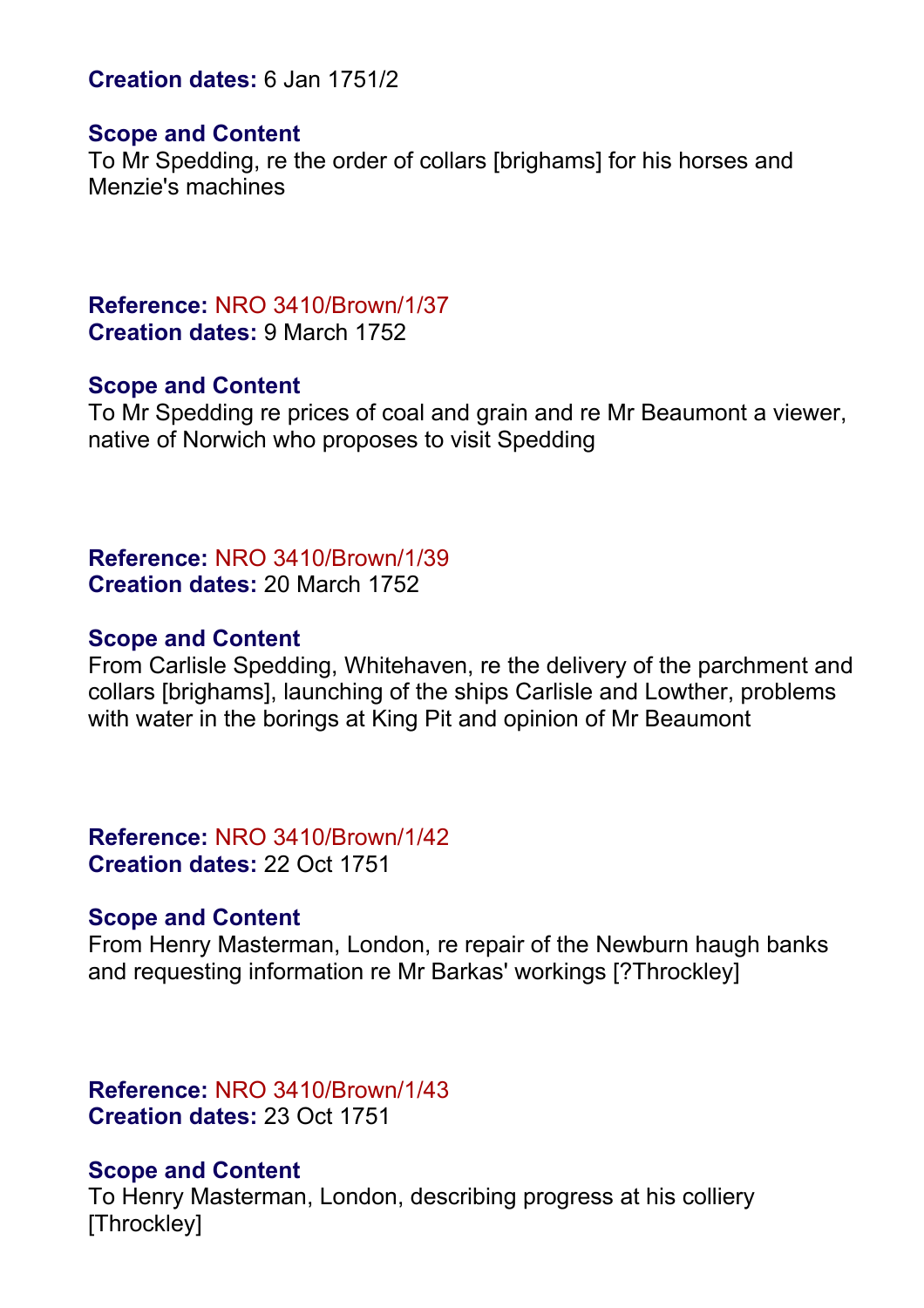**Creation dates:** 6 Jan 1751/2

**Scope and Content**
To Mr Spedding, re the order of collars [brighams] for his horses and Menzie's machines

**Reference:** NRO 3410/Brown/1/37
**Creation dates:** 9 March 1752

**Scope and Content**
To Mr Spedding re prices of coal and grain and re Mr Beaumont a viewer, native of Norwich who proposes to visit Spedding

**Reference:** NRO 3410/Brown/1/39
**Creation dates:** 20 March 1752

**Scope and Content**
From Carlisle Spedding, Whitehaven, re the delivery of the parchment and collars [brighams], launching of the ships Carlisle and Lowther, problems with water in the borings at King Pit and opinion of Mr Beaumont

**Reference:** NRO 3410/Brown/1/42
**Creation dates:** 22 Oct 1751

**Scope and Content**
From Henry Masterman, London, re repair of the Newburn haugh banks and requesting information re Mr Barkas' workings [?Throckley]

**Reference:** NRO 3410/Brown/1/43
**Creation dates:** 23 Oct 1751

**Scope and Content**
To Henry Masterman, London, describing progress at his colliery [Throckley]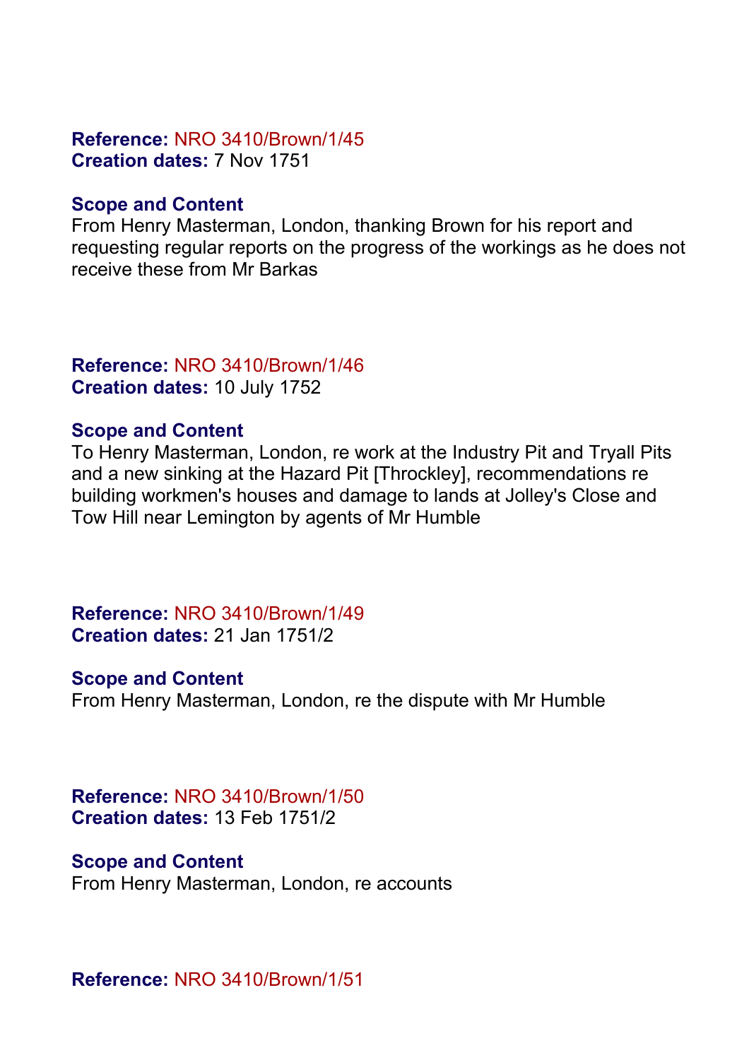**Reference:** NRO 3410/Brown/1/45
**Creation dates:** 7 Nov 1751

**Scope and Content**
From Henry Masterman, London, thanking Brown for his report and requesting regular reports on the progress of the workings as he does not receive these from Mr Barkas

**Reference:** NRO 3410/Brown/1/46
**Creation dates:** 10 July 1752

**Scope and Content**
To Henry Masterman, London, re work at the Industry Pit and Tryall Pits and a new sinking at the Hazard Pit [Throckley], recommendations re building workmen's houses and damage to lands at Jolley's Close and Tow Hill near Lemington by agents of Mr Humble

**Reference:** NRO 3410/Brown/1/49
**Creation dates:** 21 Jan 1751/2

**Scope and Content**
From Henry Masterman, London, re the dispute with Mr Humble

**Reference:** NRO 3410/Brown/1/50
**Creation dates:** 13 Feb 1751/2

**Scope and Content**
From Henry Masterman, London, re accounts

**Reference:** NRO 3410/Brown/1/51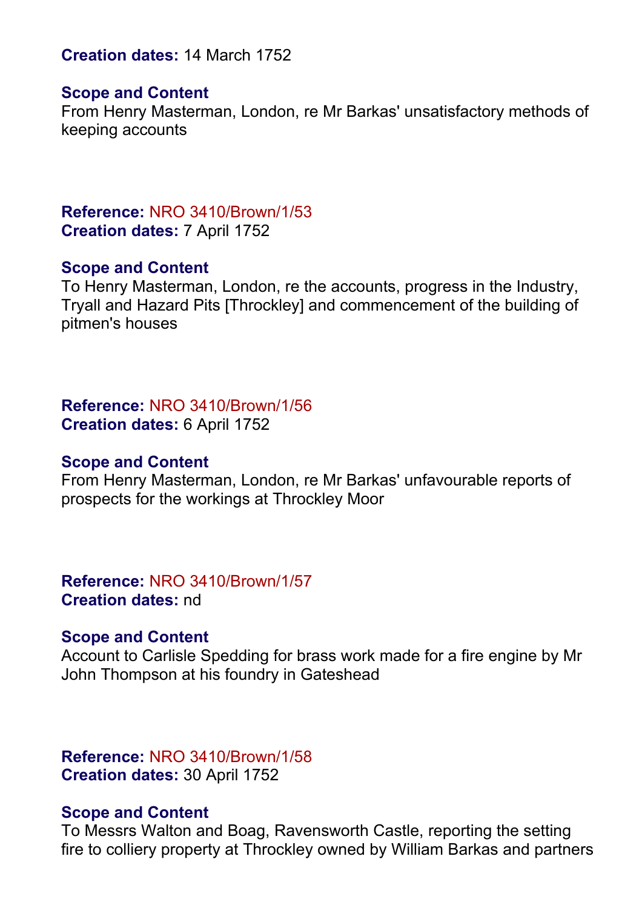**Creation dates:** 14 March 1752

**Scope and Content**
From Henry Masterman, London, re Mr Barkas' unsatisfactory methods of keeping accounts

**Reference:** NRO 3410/Brown/1/53
**Creation dates:** 7 April 1752

**Scope and Content**
To Henry Masterman, London, re the accounts, progress in the Industry, Tryall and Hazard Pits [Throckley] and commencement of the building of pitmen's houses

**Reference:** NRO 3410/Brown/1/56
**Creation dates:** 6 April 1752

**Scope and Content**
From Henry Masterman, London, re Mr Barkas' unfavourable reports of prospects for the workings at Throckley Moor

**Reference:** NRO 3410/Brown/1/57
**Creation dates:** nd

**Scope and Content**
Account to Carlisle Spedding for brass work made for a fire engine by Mr John Thompson at his foundry in Gateshead

**Reference:** NRO 3410/Brown/1/58
**Creation dates:** 30 April 1752

**Scope and Content**
To Messrs Walton and Boag, Ravensworth Castle, reporting the setting fire to colliery property at Throckley owned by William Barkas and partners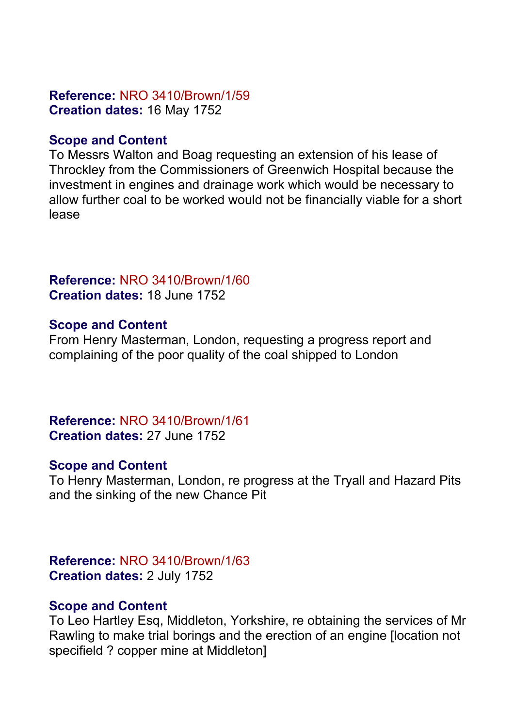**Reference:** NRO 3410/Brown/1/59
**Creation dates:** 16 May 1752

**Scope and Content**
To Messrs Walton and Boag requesting an extension of his lease of Throckley from the Commissioners of Greenwich Hospital because the investment in engines and drainage work which would be necessary to allow further coal to be worked would not be financially viable for a short lease

**Reference:** NRO 3410/Brown/1/60
**Creation dates:** 18 June 1752

**Scope and Content**
From Henry Masterman, London, requesting a progress report and complaining of the poor quality of the coal shipped to London

**Reference:** NRO 3410/Brown/1/61
**Creation dates:** 27 June 1752

**Scope and Content**
To Henry Masterman, London, re progress at the Tryall and Hazard Pits and the sinking of the new Chance Pit

**Reference:** NRO 3410/Brown/1/63
**Creation dates:** 2 July 1752

**Scope and Content**
To Leo Hartley Esq, Middleton, Yorkshire, re obtaining the services of Mr Rawling to make trial borings and the erection of an engine [location not specifield ? copper mine at Middleton]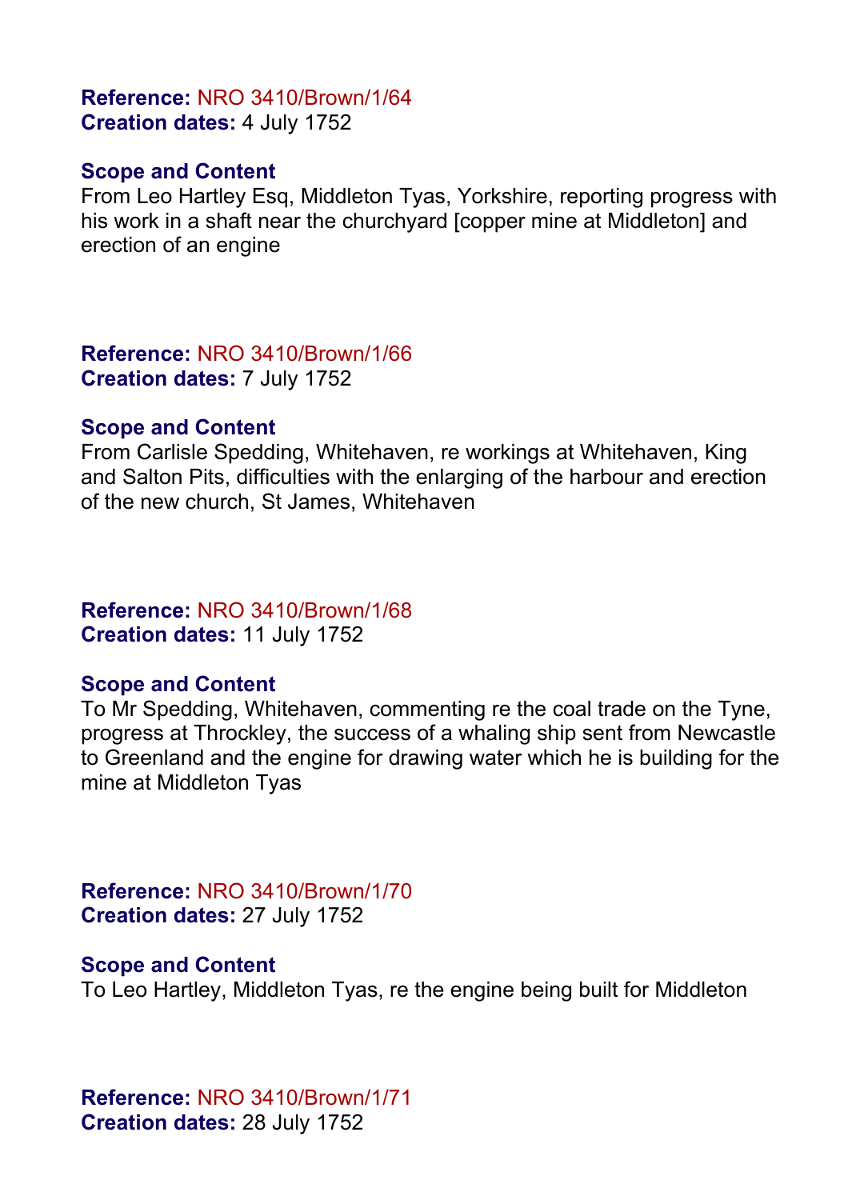**Reference:** NRO 3410/Brown/1/64
**Creation dates:** 4 July 1752

**Scope and Content**
From Leo Hartley Esq, Middleton Tyas, Yorkshire, reporting progress with his work in a shaft near the churchyard [copper mine at Middleton] and erection of an engine

**Reference:** NRO 3410/Brown/1/66
**Creation dates:** 7 July 1752

**Scope and Content**
From Carlisle Spedding, Whitehaven, re workings at Whitehaven, King and Salton Pits, difficulties with the enlarging of the harbour and erection of the new church, St James, Whitehaven

**Reference:** NRO 3410/Brown/1/68
**Creation dates:** 11 July 1752

**Scope and Content**
To Mr Spedding, Whitehaven, commenting re the coal trade on the Tyne, progress at Throckley, the success of a whaling ship sent from Newcastle to Greenland and the engine for drawing water which he is building for the mine at Middleton Tyas

**Reference:** NRO 3410/Brown/1/70
**Creation dates:** 27 July 1752

**Scope and Content**
To Leo Hartley, Middleton Tyas, re the engine being built for Middleton

**Reference:** NRO 3410/Brown/1/71
**Creation dates:** 28 July 1752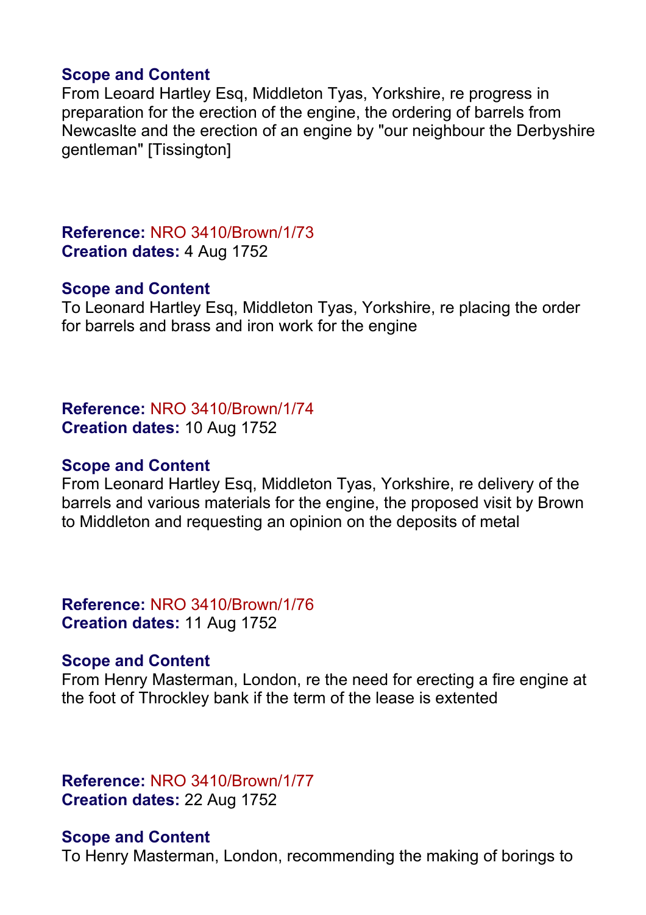**Scope and Content**
From Leoard Hartley Esq, Middleton Tyas, Yorkshire, re progress in preparation for the erection of the engine, the ordering of barrels from Newcaslte and the erection of an engine by "our neighbour the Derbyshire gentleman" [Tissington]

**Reference:** NRO 3410/Brown/1/73
**Creation dates:** 4 Aug 1752

**Scope and Content**
To Leonard Hartley Esq, Middleton Tyas, Yorkshire, re placing the order for barrels and brass and iron work for the engine

**Reference:** NRO 3410/Brown/1/74
**Creation dates:** 10 Aug 1752

**Scope and Content**
From Leonard Hartley Esq, Middleton Tyas, Yorkshire, re delivery of the barrels and various materials for the engine, the proposed visit by Brown to Middleton and requesting an opinion on the deposits of metal

**Reference:** NRO 3410/Brown/1/76
**Creation dates:** 11 Aug 1752

**Scope and Content**
From Henry Masterman, London, re the need for erecting a fire engine at the foot of Throckley bank if the term of the lease is extented

**Reference:** NRO 3410/Brown/1/77
**Creation dates:** 22 Aug 1752

**Scope and Content**
To Henry Masterman, London, recommending the making of borings to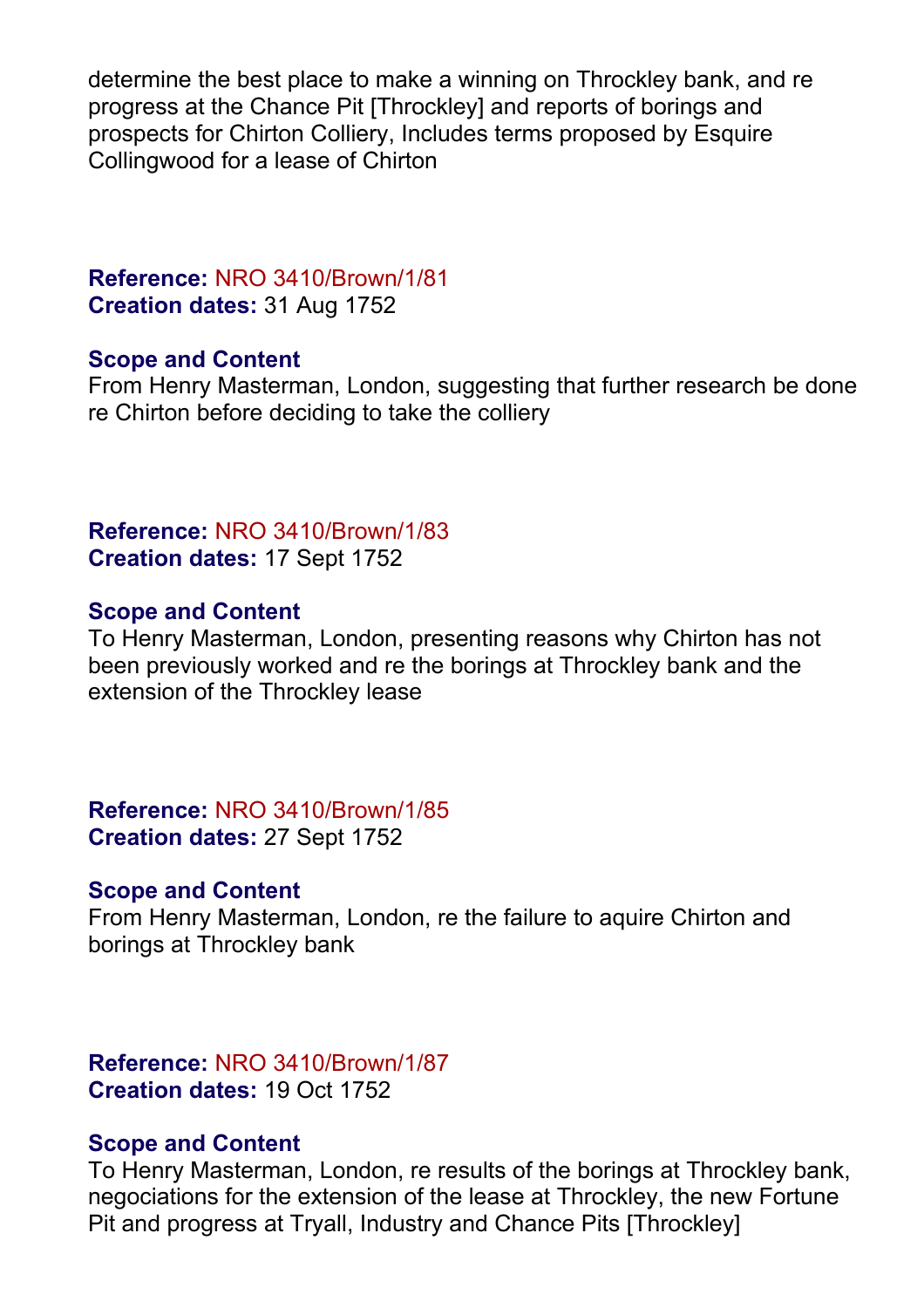determine the best place to make a winning on Throckley bank, and re progress at the Chance Pit [Throckley] and reports of borings and prospects for Chirton Colliery, Includes terms proposed by Esquire Collingwood for a lease of Chirton

**Reference:** NRO 3410/Brown/1/81
**Creation dates:** 31 Aug 1752

**Scope and Content**
From Henry Masterman, London, suggesting that further research be done re Chirton before deciding to take the colliery

**Reference:** NRO 3410/Brown/1/83
**Creation dates:** 17 Sept 1752

**Scope and Content**
To Henry Masterman, London, presenting reasons why Chirton has not been previously worked and re the borings at Throckley bank and the extension of the Throckley lease

**Reference:** NRO 3410/Brown/1/85
**Creation dates:** 27 Sept 1752

**Scope and Content**
From Henry Masterman, London, re the failure to aquire Chirton and borings at Throckley bank

**Reference:** NRO 3410/Brown/1/87
**Creation dates:** 19 Oct 1752

**Scope and Content**
To Henry Masterman, London, re results of the borings at Throckley bank, negociations for the extension of the lease at Throckley, the new Fortune Pit and progress at Tryall, Industry and Chance Pits [Throckley]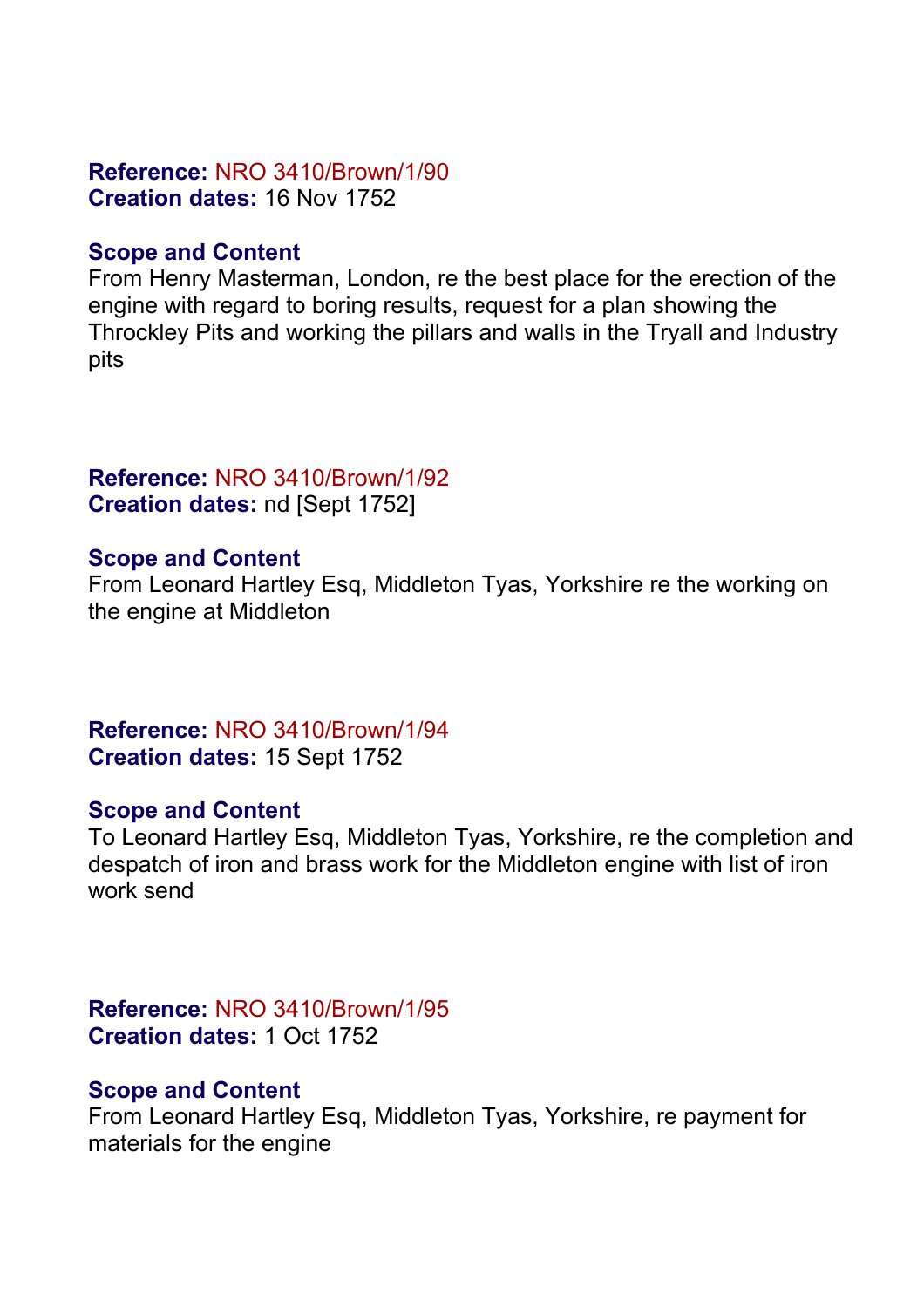**Reference:** NRO 3410/Brown/1/90
**Creation dates:** 16 Nov 1752

**Scope and Content**
From Henry Masterman, London, re the best place for the erection of the engine with regard to boring results, request for a plan showing the Throckley Pits and working the pillars and walls in the Tryall and Industry pits

**Reference:** NRO 3410/Brown/1/92
**Creation dates:** nd [Sept 1752]

**Scope and Content**
From Leonard Hartley Esq, Middleton Tyas, Yorkshire re the working on the engine at Middleton

**Reference:** NRO 3410/Brown/1/94
**Creation dates:** 15 Sept 1752

**Scope and Content**
To Leonard Hartley Esq, Middleton Tyas, Yorkshire, re the completion and despatch of iron and brass work for the Middleton engine with list of iron work send

**Reference:** NRO 3410/Brown/1/95
**Creation dates:** 1 Oct 1752

**Scope and Content**
From Leonard Hartley Esq, Middleton Tyas, Yorkshire, re payment for materials for the engine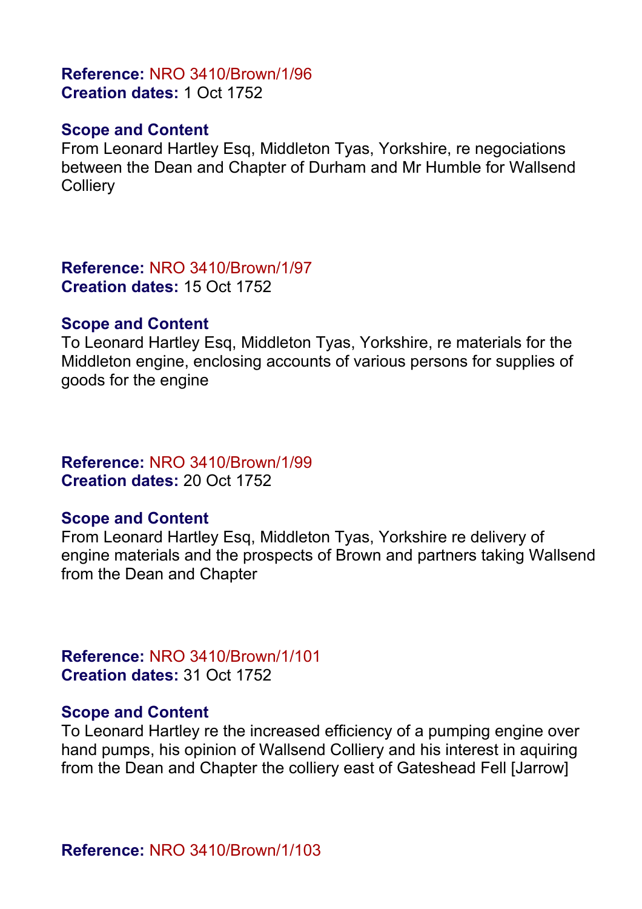**Reference:** NRO 3410/Brown/1/96
**Creation dates:** 1 Oct 1752

**Scope and Content**
From Leonard Hartley Esq, Middleton Tyas, Yorkshire, re negociations between the Dean and Chapter of Durham and Mr Humble for Wallsend Colliery

**Reference:** NRO 3410/Brown/1/97
**Creation dates:** 15 Oct 1752

**Scope and Content**
To Leonard Hartley Esq, Middleton Tyas, Yorkshire, re materials for the Middleton engine, enclosing accounts of various persons for supplies of goods for the engine

**Reference:** NRO 3410/Brown/1/99
**Creation dates:** 20 Oct 1752

**Scope and Content**
From Leonard Hartley Esq, Middleton Tyas, Yorkshire re delivery of engine materials and the prospects of Brown and partners taking Wallsend from the Dean and Chapter

**Reference:** NRO 3410/Brown/1/101
**Creation dates:** 31 Oct 1752

**Scope and Content**
To Leonard Hartley re the increased efficiency of a pumping engine over hand pumps, his opinion of Wallsend Colliery and his interest in aquiring from the Dean and Chapter the colliery east of Gateshead Fell [Jarrow]

**Reference:** NRO 3410/Brown/1/103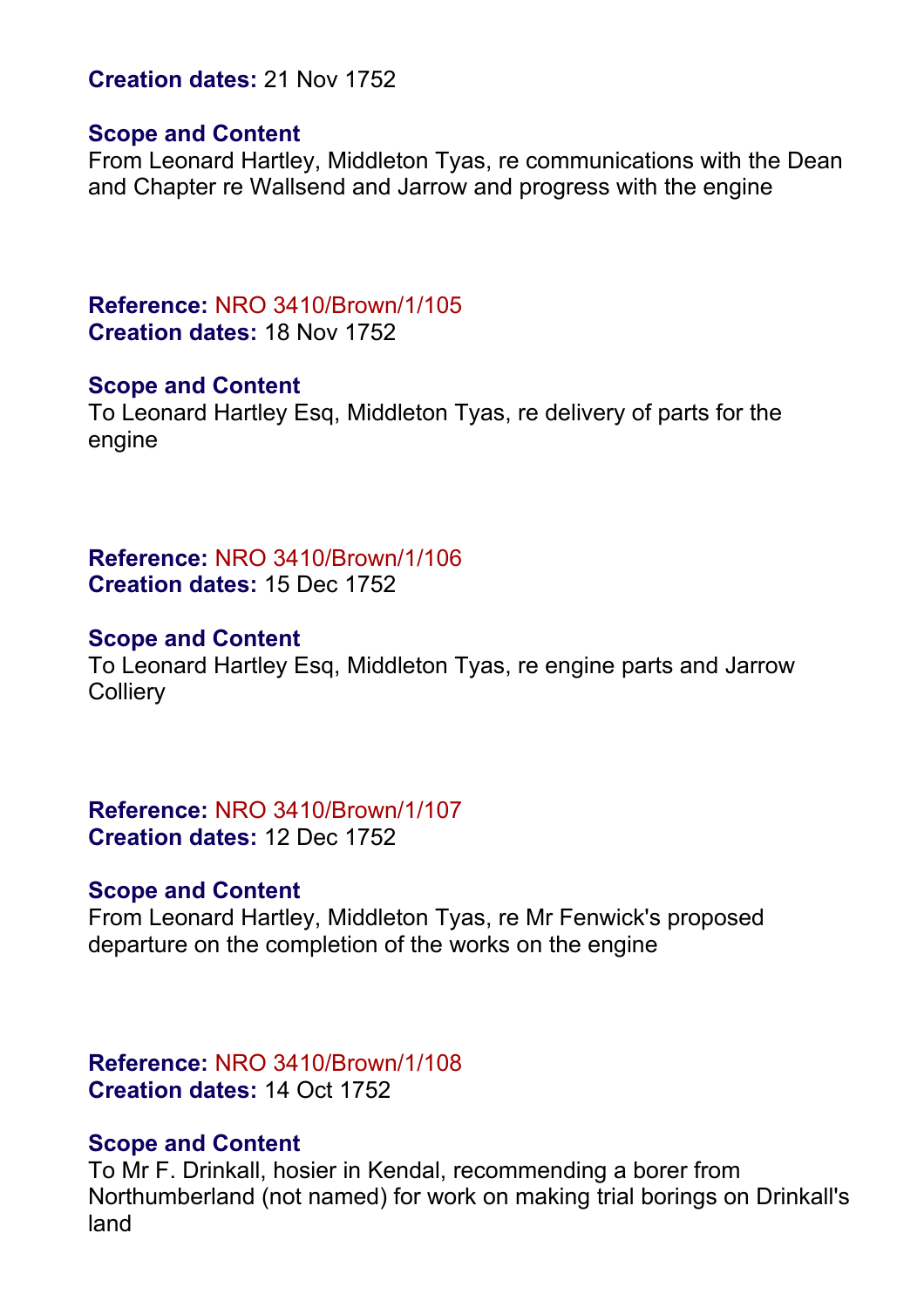**Creation dates:** 21 Nov 1752

**Scope and Content**
From Leonard Hartley, Middleton Tyas, re communications with the Dean and Chapter re Wallsend and Jarrow and progress with the engine

**Reference:** NRO 3410/Brown/1/105
**Creation dates:** 18 Nov 1752

**Scope and Content**
To Leonard Hartley Esq, Middleton Tyas, re delivery of parts for the engine

**Reference:** NRO 3410/Brown/1/106
**Creation dates:** 15 Dec 1752

**Scope and Content**
To Leonard Hartley Esq, Middleton Tyas, re engine parts and Jarrow Colliery

**Reference:** NRO 3410/Brown/1/107
**Creation dates:** 12 Dec 1752

**Scope and Content**
From Leonard Hartley, Middleton Tyas, re Mr Fenwick's proposed departure on the completion of the works on the engine

**Reference:** NRO 3410/Brown/1/108
**Creation dates:** 14 Oct 1752

**Scope and Content**
To Mr F. Drinkall, hosier in Kendal, recommending a borer from Northumberland (not named) for work on making trial borings on Drinkall's land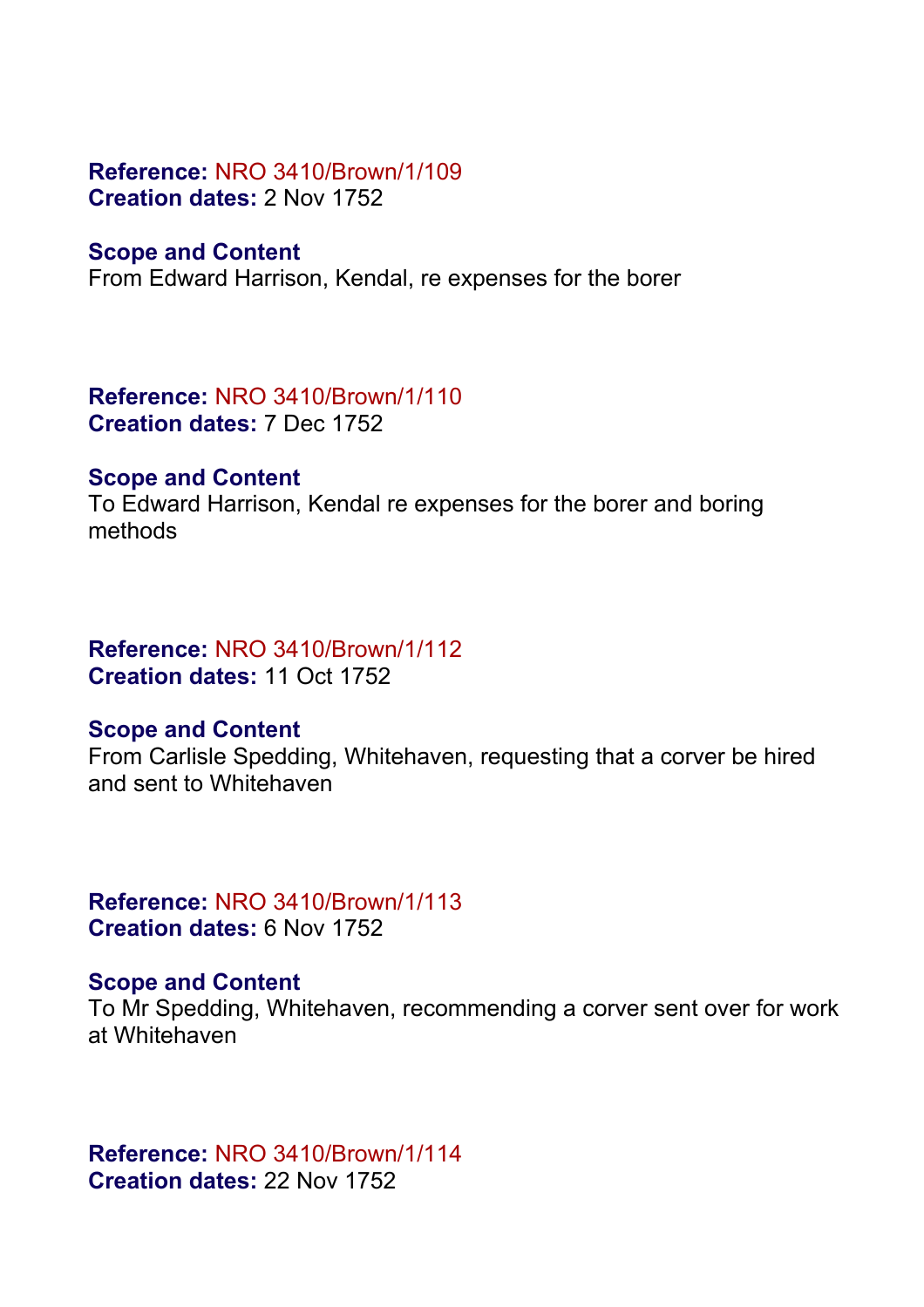**Reference:** NRO 3410/Brown/1/109
**Creation dates:** 2 Nov 1752

**Scope and Content**
From Edward Harrison, Kendal, re expenses for the borer

**Reference:** NRO 3410/Brown/1/110
**Creation dates:** 7 Dec 1752

**Scope and Content**
To Edward Harrison, Kendal re expenses for the borer and boring methods

**Reference:** NRO 3410/Brown/1/112
**Creation dates:** 11 Oct 1752

**Scope and Content**
From Carlisle Spedding, Whitehaven, requesting that a corver be hired and sent to Whitehaven

**Reference:** NRO 3410/Brown/1/113
**Creation dates:** 6 Nov 1752

**Scope and Content**
To Mr Spedding, Whitehaven, recommending a corver sent over for work at Whitehaven

**Reference:** NRO 3410/Brown/1/114
**Creation dates:** 22 Nov 1752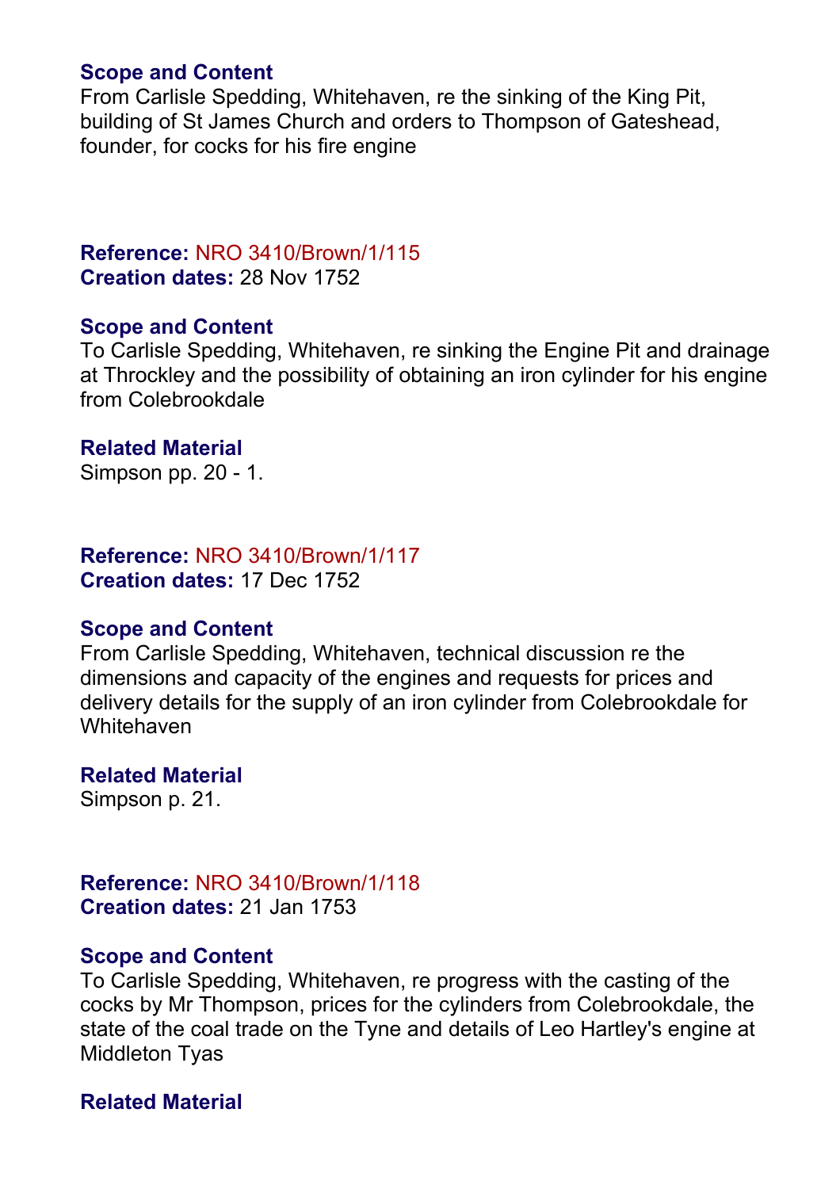**Scope and Content**
From Carlisle Spedding, Whitehaven, re the sinking of the King Pit, building of St James Church and orders to Thompson of Gateshead, founder, for cocks for his fire engine

**Reference:** NRO 3410/Brown/1/115
**Creation dates:** 28 Nov 1752

**Scope and Content**
To Carlisle Spedding, Whitehaven, re sinking the Engine Pit and drainage at Throckley and the possibility of obtaining an iron cylinder for his engine from Colebrookdale

**Related Material**
Simpson pp. 20 - 1.

**Reference:** NRO 3410/Brown/1/117
**Creation dates:** 17 Dec 1752

**Scope and Content**
From Carlisle Spedding, Whitehaven, technical discussion re the dimensions and capacity of the engines and requests for prices and delivery details for the supply of an iron cylinder from Colebrookdale for Whitehaven

**Related Material**
Simpson p. 21.

**Reference:** NRO 3410/Brown/1/118
**Creation dates:** 21 Jan 1753

**Scope and Content**
To Carlisle Spedding, Whitehaven, re progress with the casting of the cocks by Mr Thompson, prices for the cylinders from Colebrookdale, the state of the coal trade on the Tyne and details of Leo Hartley's engine at Middleton Tyas

**Related Material**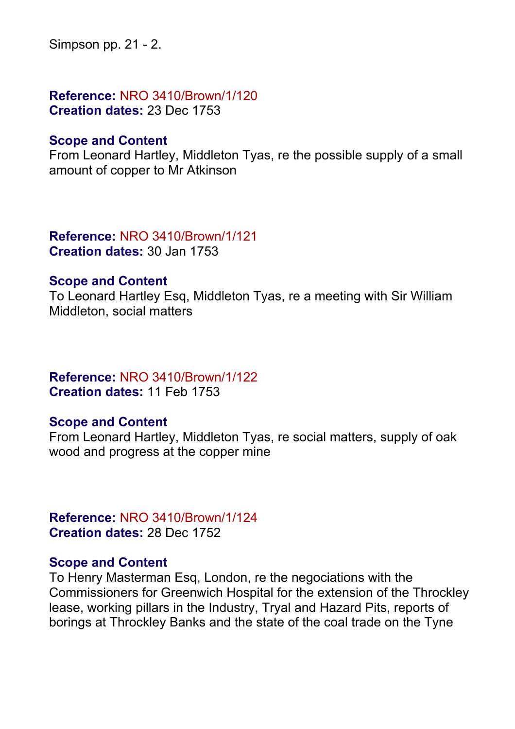Simpson pp. 21 - 2.

**Reference:** NRO 3410/Brown/1/120
**Creation dates:** 23 Dec 1753

**Scope and Content**
From Leonard Hartley, Middleton Tyas, re the possible supply of a small amount of copper to Mr Atkinson

**Reference:** NRO 3410/Brown/1/121
**Creation dates:** 30 Jan 1753

**Scope and Content**
To Leonard Hartley Esq, Middleton Tyas, re a meeting with Sir William Middleton, social matters

**Reference:** NRO 3410/Brown/1/122
**Creation dates:** 11 Feb 1753

**Scope and Content**
From Leonard Hartley, Middleton Tyas, re social matters, supply of oak wood and progress at the copper mine

**Reference:** NRO 3410/Brown/1/124
**Creation dates:** 28 Dec 1752

**Scope and Content**
To Henry Masterman Esq, London, re the negociations with the Commissioners for Greenwich Hospital for the extension of the Throckley lease, working pillars in the Industry, Tryal and Hazard Pits, reports of borings at Throckley Banks and the state of the coal trade on the Tyne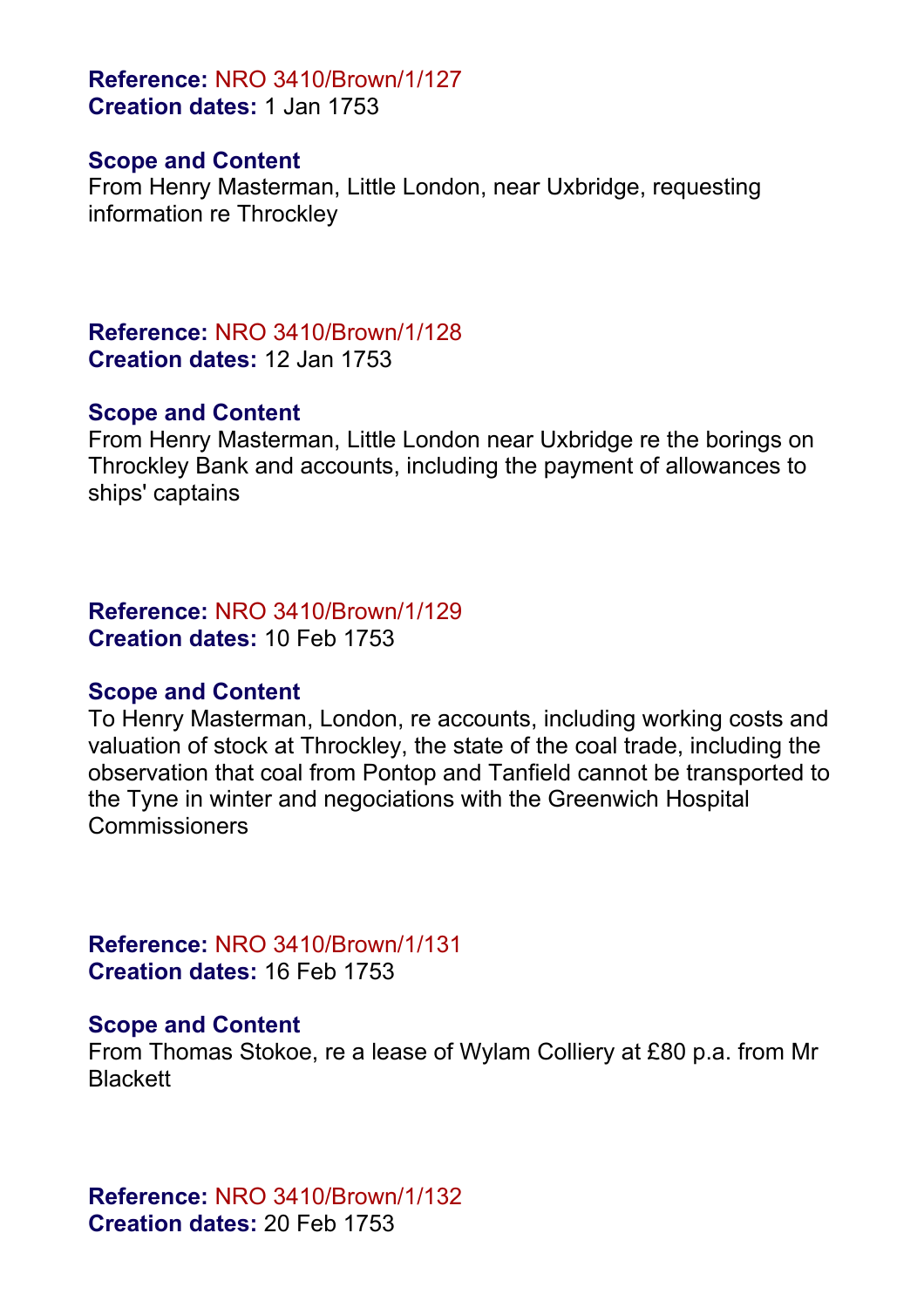**Reference:** NRO 3410/Brown/1/127
**Creation dates:** 1 Jan 1753

**Scope and Content**
From Henry Masterman, Little London, near Uxbridge, requesting information re Throckley

**Reference:** NRO 3410/Brown/1/128
**Creation dates:** 12 Jan 1753

**Scope and Content**
From Henry Masterman, Little London near Uxbridge re the borings on Throckley Bank and accounts, including the payment of allowances to ships' captains

**Reference:** NRO 3410/Brown/1/129
**Creation dates:** 10 Feb 1753

**Scope and Content**
To Henry Masterman, London, re accounts, including working costs and valuation of stock at Throckley, the state of the coal trade, including the observation that coal from Pontop and Tanfield cannot be transported to the Tyne in winter and negociations with the Greenwich Hospital Commissioners

**Reference:** NRO 3410/Brown/1/131
**Creation dates:** 16 Feb 1753

**Scope and Content**
From Thomas Stokoe, re a lease of Wylam Colliery at £80 p.a. from Mr Blackett

**Reference:** NRO 3410/Brown/1/132
**Creation dates:** 20 Feb 1753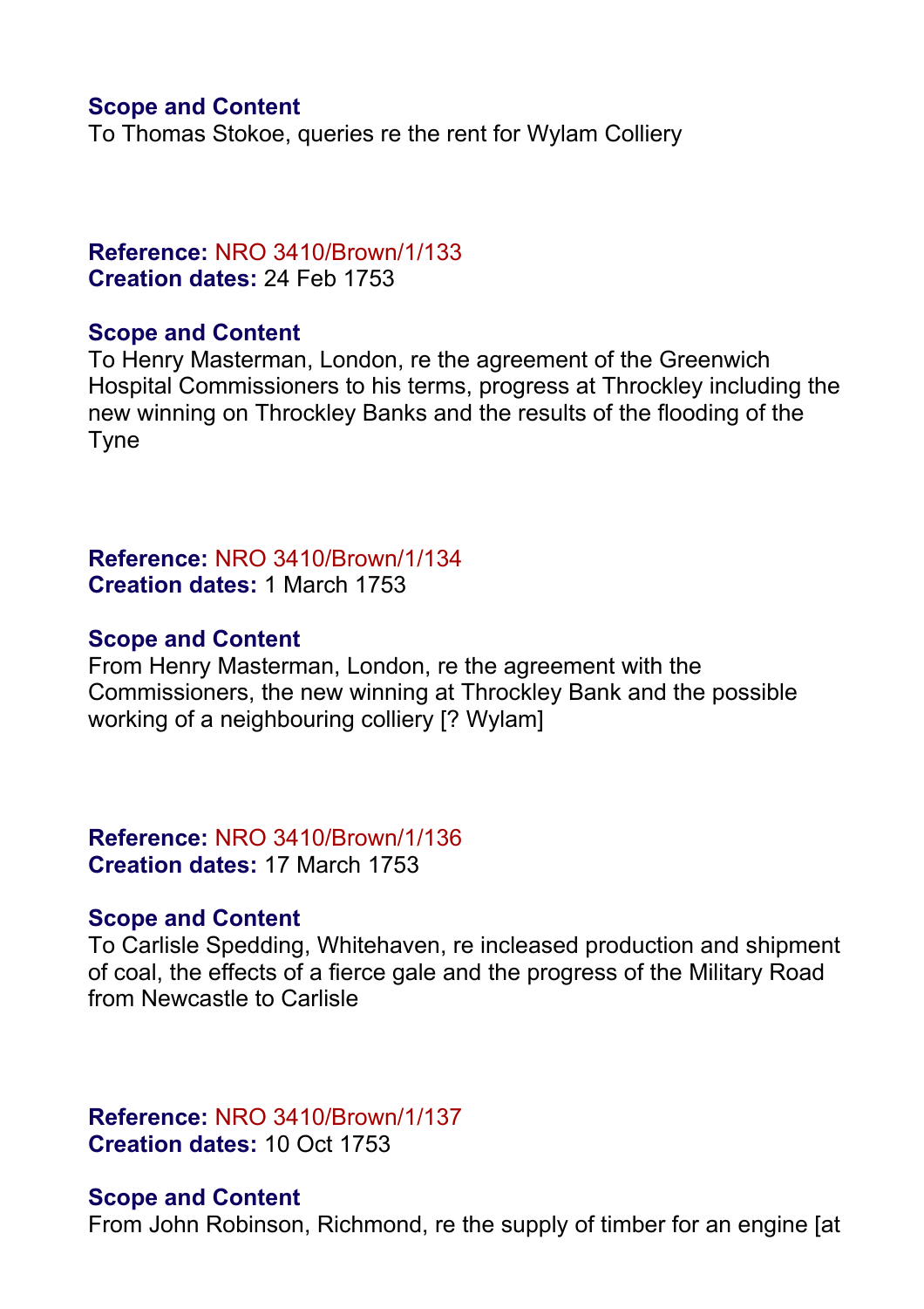**Scope and Content**
To Thomas Stokoe, queries re the rent for Wylam Colliery

**Reference:** NRO 3410/Brown/1/133
**Creation dates:** 24 Feb 1753

**Scope and Content**
To Henry Masterman, London, re the agreement of the Greenwich Hospital Commissioners to his terms, progress at Throckley including the new winning on Throckley Banks and the results of the flooding of the Tyne

**Reference:** NRO 3410/Brown/1/134
**Creation dates:** 1 March 1753

**Scope and Content**
From Henry Masterman, London, re the agreement with the Commissioners, the new winning at Throckley Bank and the possible working of a neighbouring colliery [? Wylam]

**Reference:** NRO 3410/Brown/1/136
**Creation dates:** 17 March 1753

**Scope and Content**
To Carlisle Spedding, Whitehaven, re incleased production and shipment of coal, the effects of a fierce gale and the progress of the Military Road from Newcastle to Carlisle

**Reference:** NRO 3410/Brown/1/137
**Creation dates:** 10 Oct 1753

**Scope and Content**
From John Robinson, Richmond, re the supply of timber for an engine [at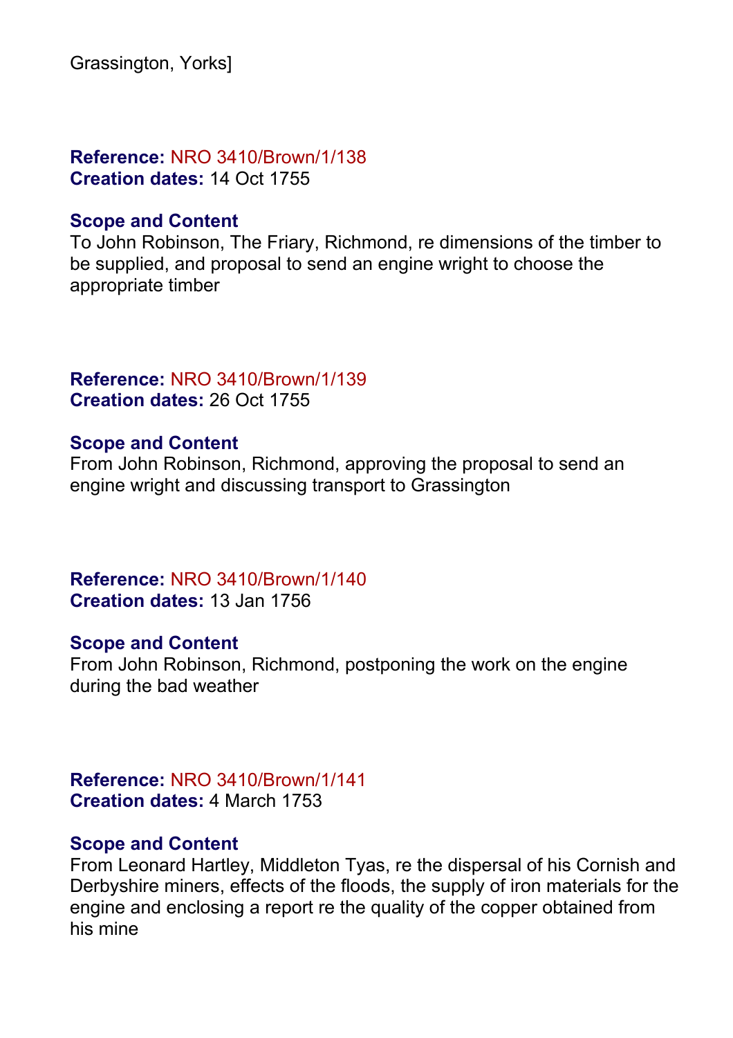Grassington, Yorks]

**Reference:** NRO 3410/Brown/1/138
**Creation dates:** 14 Oct 1755

**Scope and Content**
To John Robinson, The Friary, Richmond, re dimensions of the timber to be supplied, and proposal to send an engine wright to choose the appropriate timber

**Reference:** NRO 3410/Brown/1/139
**Creation dates:** 26 Oct 1755

**Scope and Content**
From John Robinson, Richmond, approving the proposal to send an engine wright and discussing transport to Grassington

**Reference:** NRO 3410/Brown/1/140
**Creation dates:** 13 Jan 1756

**Scope and Content**
From John Robinson, Richmond, postponing the work on the engine during the bad weather

**Reference:** NRO 3410/Brown/1/141
**Creation dates:** 4 March 1753

**Scope and Content**
From Leonard Hartley, Middleton Tyas, re the dispersal of his Cornish and Derbyshire miners, effects of the floods, the supply of iron materials for the engine and enclosing a report re the quality of the copper obtained from his mine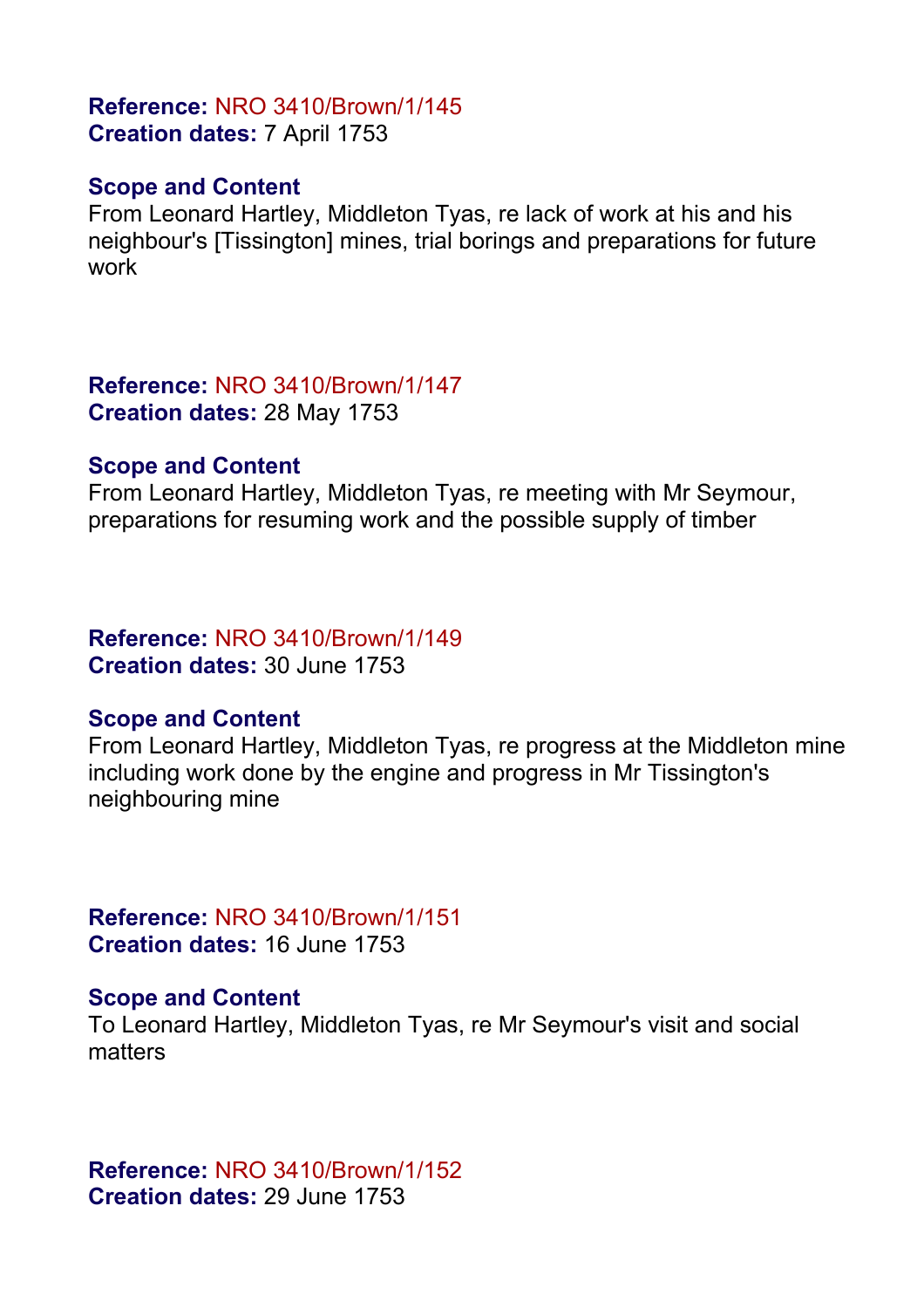**Reference:** NRO 3410/Brown/1/145
**Creation dates:** 7 April 1753

**Scope and Content**
From Leonard Hartley, Middleton Tyas, re lack of work at his and his neighbour's [Tissington] mines, trial borings and preparations for future work

**Reference:** NRO 3410/Brown/1/147
**Creation dates:** 28 May 1753

**Scope and Content**
From Leonard Hartley, Middleton Tyas, re meeting with Mr Seymour, preparations for resuming work and the possible supply of timber

**Reference:** NRO 3410/Brown/1/149
**Creation dates:** 30 June 1753

**Scope and Content**
From Leonard Hartley, Middleton Tyas, re progress at the Middleton mine including work done by the engine and progress in Mr Tissington's neighbouring mine

**Reference:** NRO 3410/Brown/1/151
**Creation dates:** 16 June 1753

**Scope and Content**
To Leonard Hartley, Middleton Tyas, re Mr Seymour's visit and social matters

**Reference:** NRO 3410/Brown/1/152
**Creation dates:** 29 June 1753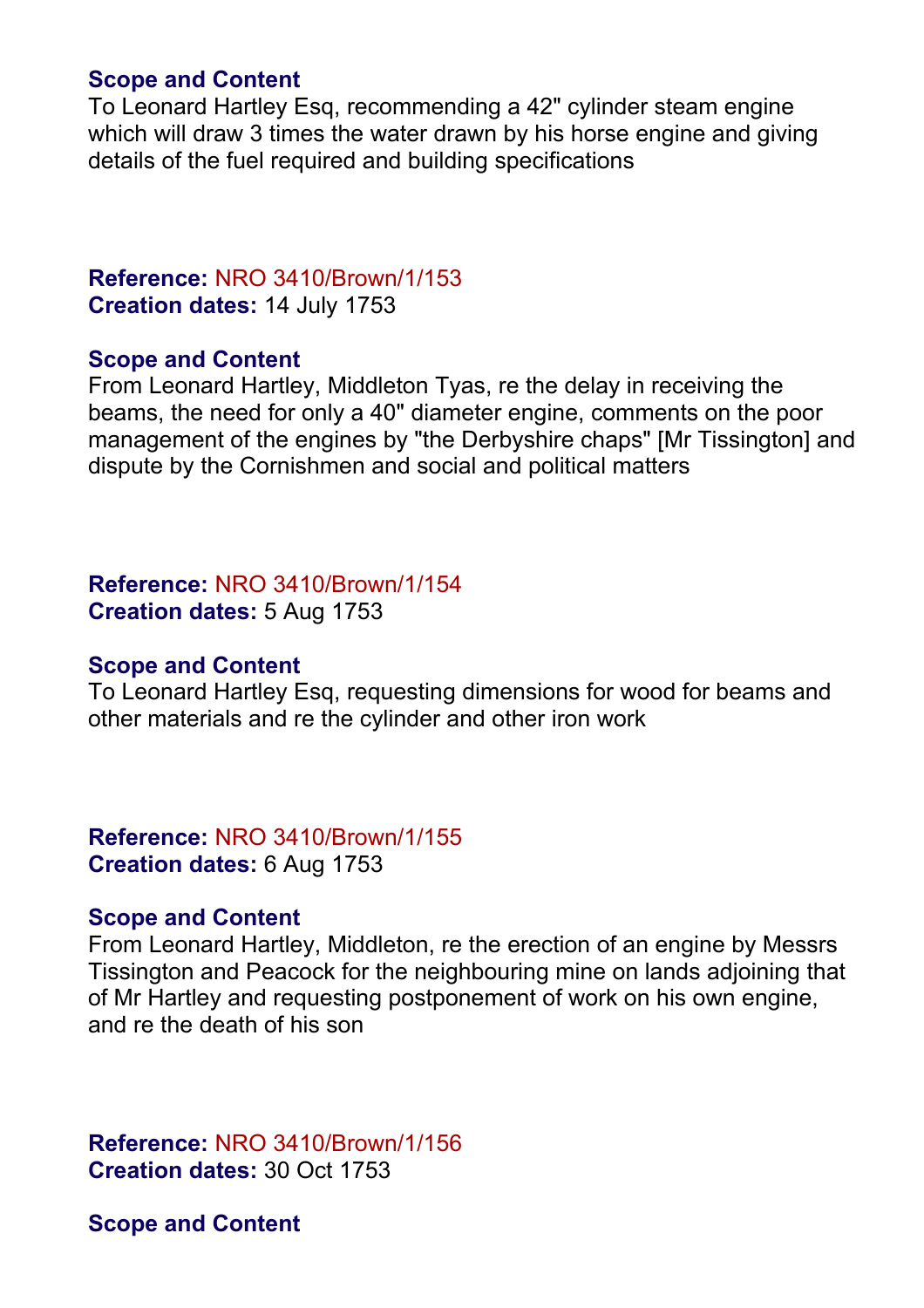**Scope and Content**
To Leonard Hartley Esq, recommending a 42" cylinder steam engine which will draw 3 times the water drawn by his horse engine and giving details of the fuel required and building specifications

**Reference:** NRO 3410/Brown/1/153
**Creation dates:** 14 July 1753

**Scope and Content**
From Leonard Hartley, Middleton Tyas, re the delay in receiving the beams, the need for only a 40" diameter engine, comments on the poor management of the engines by "the Derbyshire chaps" [Mr Tissington] and dispute by the Cornishmen and social and political matters

**Reference:** NRO 3410/Brown/1/154
**Creation dates:** 5 Aug 1753

**Scope and Content**
To Leonard Hartley Esq, requesting dimensions for wood for beams and other materials and re the cylinder and other iron work

**Reference:** NRO 3410/Brown/1/155
**Creation dates:** 6 Aug 1753

**Scope and Content**
From Leonard Hartley, Middleton, re the erection of an engine by Messrs Tissington and Peacock for the neighbouring mine on lands adjoining that of Mr Hartley and requesting postponement of work on his own engine, and re the death of his son

**Reference:** NRO 3410/Brown/1/156
**Creation dates:** 30 Oct 1753

**Scope and Content**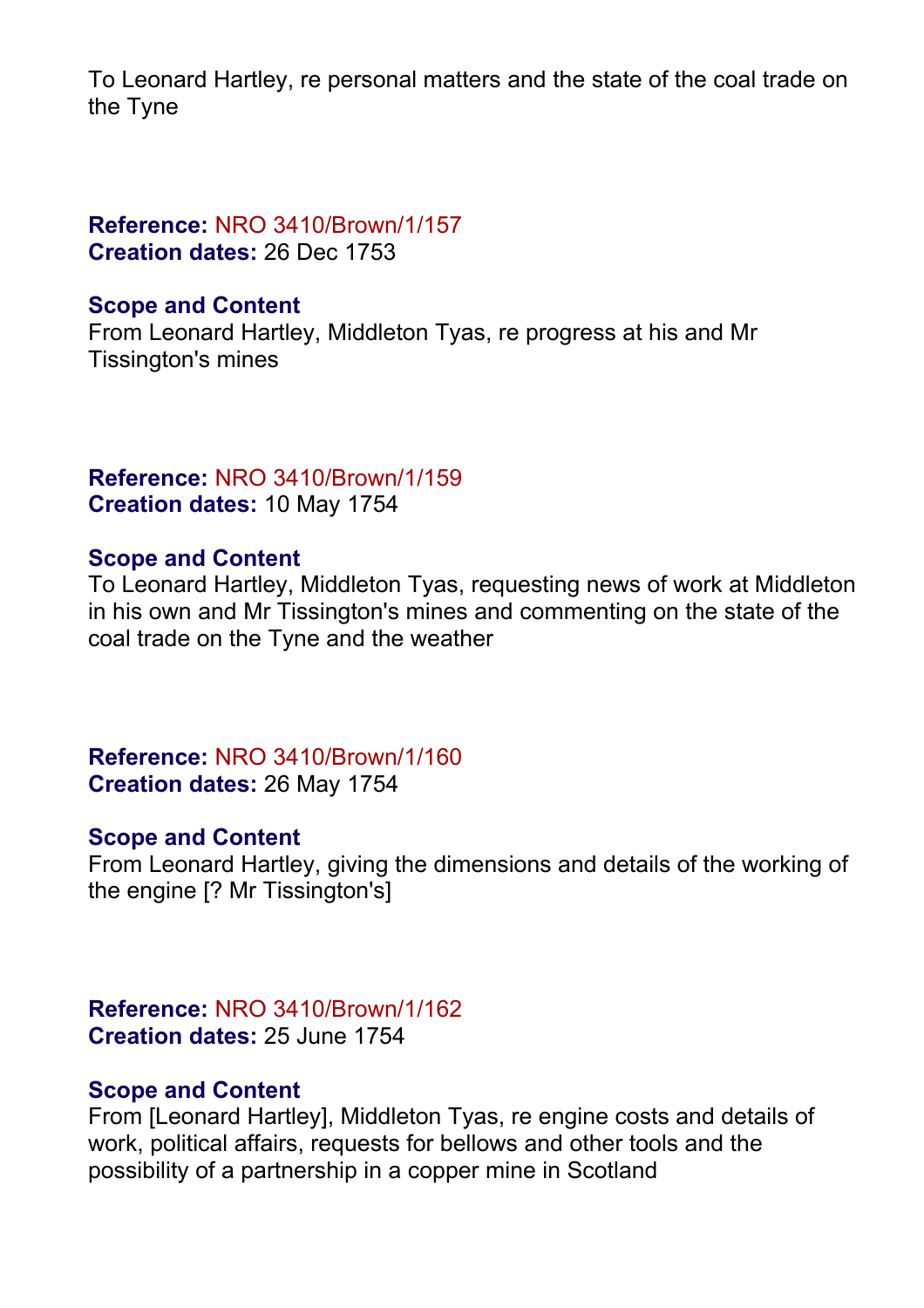To Leonard Hartley, re personal matters and the state of the coal trade on the Tyne

**Reference:** NRO 3410/Brown/1/157
**Creation dates:** 26 Dec 1753

**Scope and Content**
From Leonard Hartley, Middleton Tyas, re progress at his and Mr Tissington's mines

**Reference:** NRO 3410/Brown/1/159
**Creation dates:** 10 May 1754

**Scope and Content**
To Leonard Hartley, Middleton Tyas, requesting news of work at Middleton in his own and Mr Tissington's mines and commenting on the state of the coal trade on the Tyne and the weather

**Reference:** NRO 3410/Brown/1/160
**Creation dates:** 26 May 1754

**Scope and Content**
From Leonard Hartley, giving the dimensions and details of the working of the engine [? Mr Tissington's]

**Reference:** NRO 3410/Brown/1/162
**Creation dates:** 25 June 1754

**Scope and Content**
From [Leonard Hartley], Middleton Tyas, re engine costs and details of work, political affairs, requests for bellows and other tools and the possibility of a partnership in a copper mine in Scotland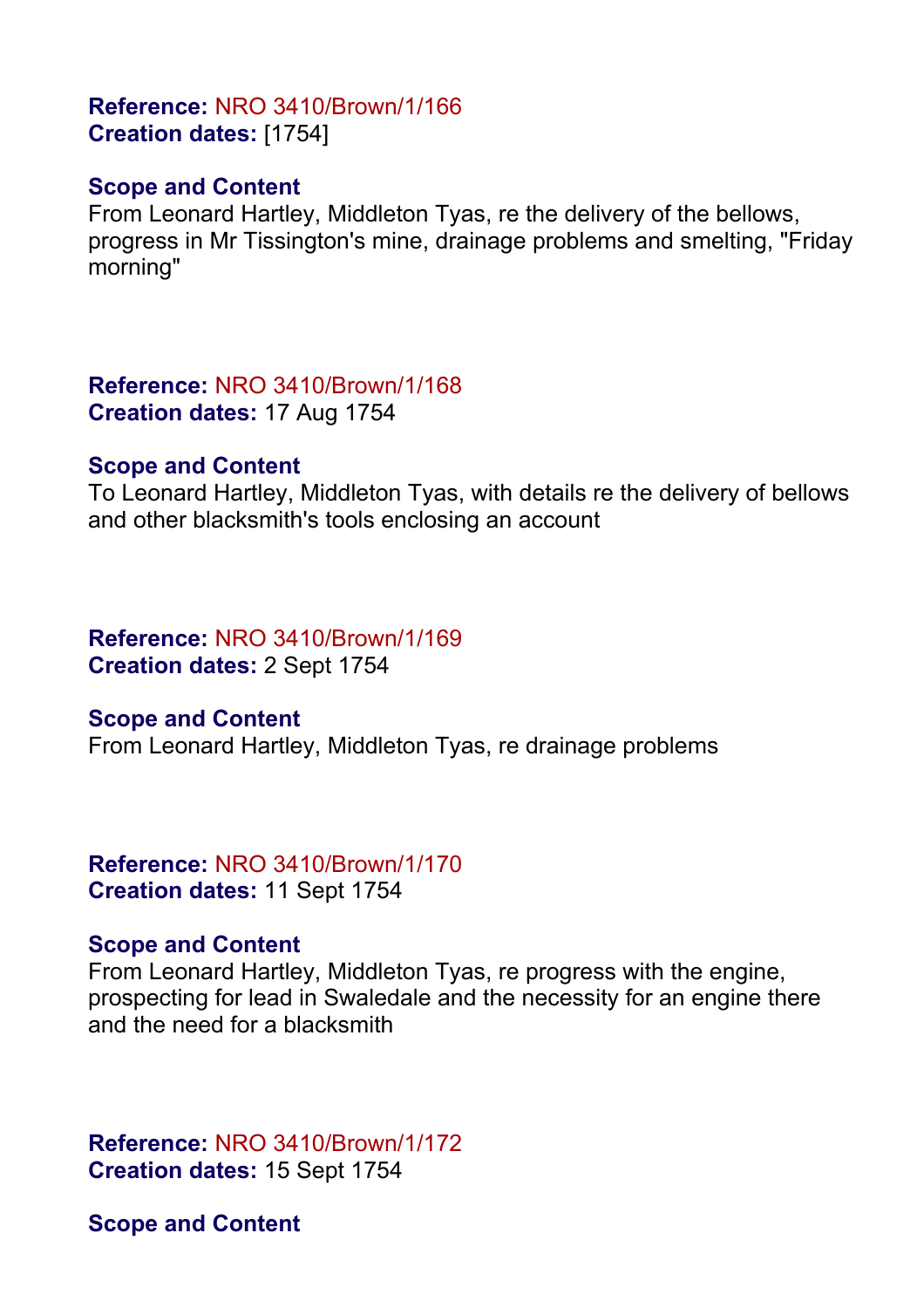**Reference:** NRO 3410/Brown/1/166
**Creation dates:** [1754]

**Scope and Content**
From Leonard Hartley, Middleton Tyas, re the delivery of the bellows, progress in Mr Tissington's mine, drainage problems and smelting, "Friday morning"

**Reference:** NRO 3410/Brown/1/168
**Creation dates:** 17 Aug 1754

**Scope and Content**
To Leonard Hartley, Middleton Tyas, with details re the delivery of bellows and other blacksmith's tools enclosing an account

**Reference:** NRO 3410/Brown/1/169
**Creation dates:** 2 Sept 1754

**Scope and Content**
From Leonard Hartley, Middleton Tyas, re drainage problems

**Reference:** NRO 3410/Brown/1/170
**Creation dates:** 11 Sept 1754

**Scope and Content**
From Leonard Hartley, Middleton Tyas, re progress with the engine, prospecting for lead in Swaledale and the necessity for an engine there and the need for a blacksmith

**Reference:** NRO 3410/Brown/1/172
**Creation dates:** 15 Sept 1754

**Scope and Content**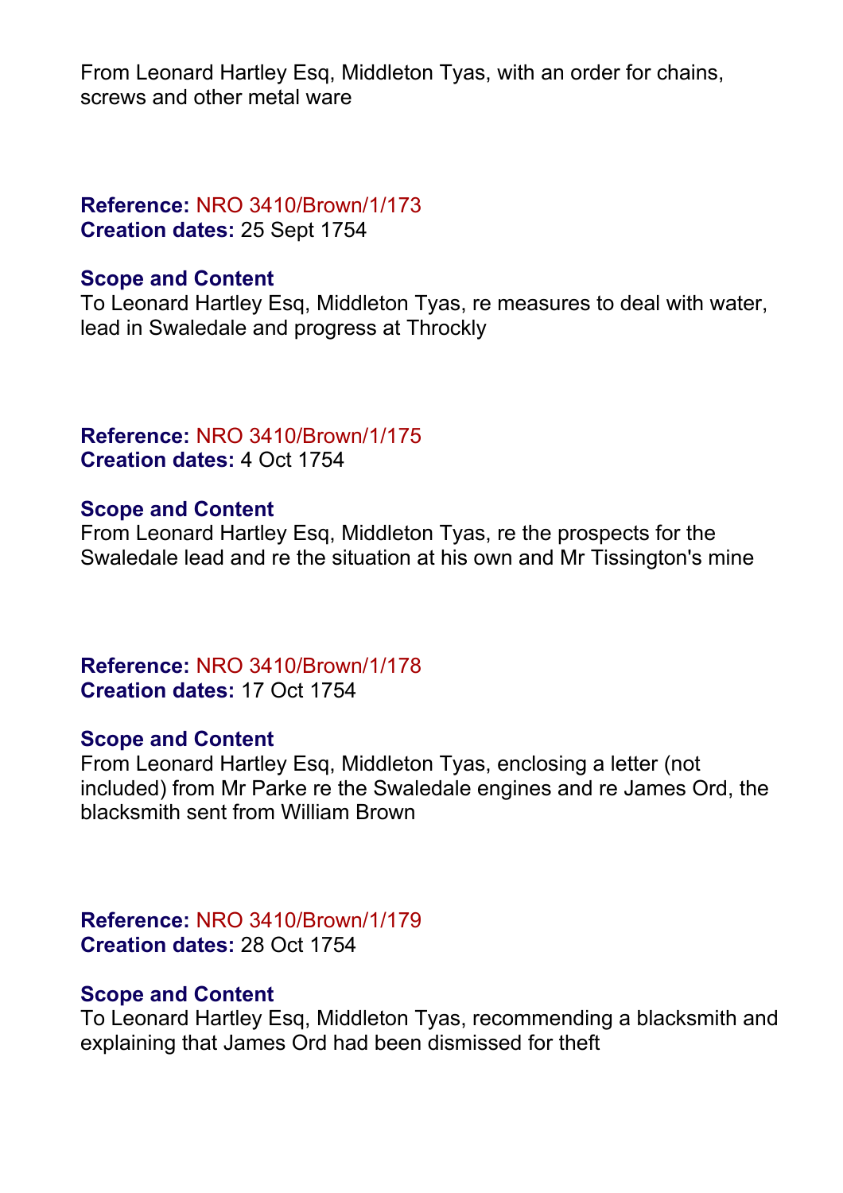From Leonard Hartley Esq, Middleton Tyas, with an order for chains, screws and other metal ware

**Reference:** NRO 3410/Brown/1/173
**Creation dates:** 25 Sept 1754

**Scope and Content**
To Leonard Hartley Esq, Middleton Tyas, re measures to deal with water, lead in Swaledale and progress at Throckly

**Reference:** NRO 3410/Brown/1/175
**Creation dates:** 4 Oct 1754

**Scope and Content**
From Leonard Hartley Esq, Middleton Tyas, re the prospects for the Swaledale lead and re the situation at his own and Mr Tissington's mine

**Reference:** NRO 3410/Brown/1/178
**Creation dates:** 17 Oct 1754

**Scope and Content**
From Leonard Hartley Esq, Middleton Tyas, enclosing a letter (not included) from Mr Parke re the Swaledale engines and re James Ord, the blacksmith sent from William Brown

**Reference:** NRO 3410/Brown/1/179
**Creation dates:** 28 Oct 1754

**Scope and Content**
To Leonard Hartley Esq, Middleton Tyas, recommending a blacksmith and explaining that James Ord had been dismissed for theft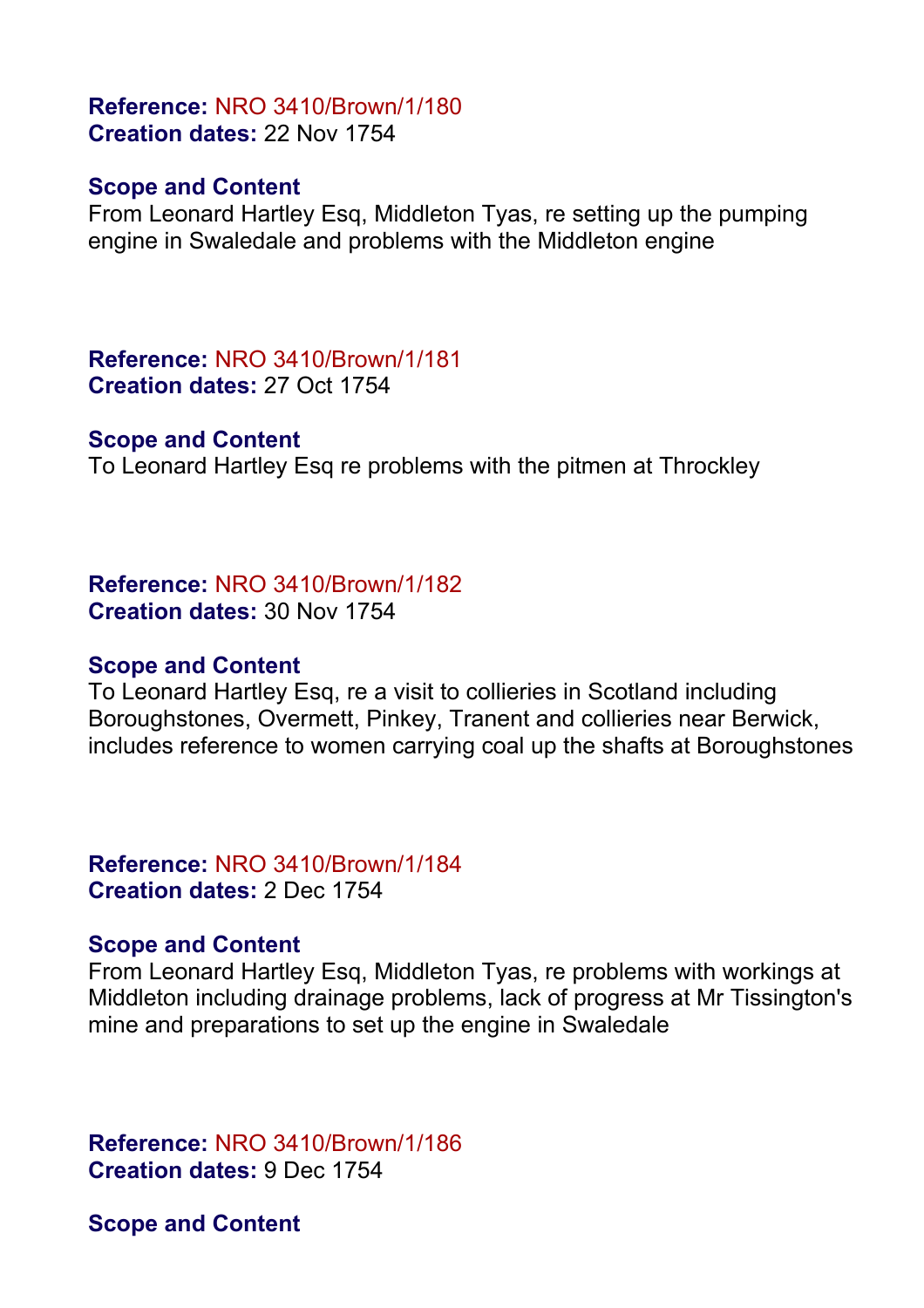**Reference:** NRO 3410/Brown/1/180
**Creation dates:** 22 Nov 1754

**Scope and Content**
From Leonard Hartley Esq, Middleton Tyas, re setting up the pumping engine in Swaledale and problems with the Middleton engine

**Reference:** NRO 3410/Brown/1/181
**Creation dates:** 27 Oct 1754

**Scope and Content**
To Leonard Hartley Esq re problems with the pitmen at Throckley

**Reference:** NRO 3410/Brown/1/182
**Creation dates:** 30 Nov 1754

**Scope and Content**
To Leonard Hartley Esq, re a visit to collieries in Scotland including Boroughstones, Overmett, Pinkey, Tranent and collieries near Berwick, includes reference to women carrying coal up the shafts at Boroughstones

**Reference:** NRO 3410/Brown/1/184
**Creation dates:** 2 Dec 1754

**Scope and Content**
From Leonard Hartley Esq, Middleton Tyas, re problems with workings at Middleton including drainage problems, lack of progress at Mr Tissington's mine and preparations to set up the engine in Swaledale

**Reference:** NRO 3410/Brown/1/186
**Creation dates:** 9 Dec 1754

**Scope and Content**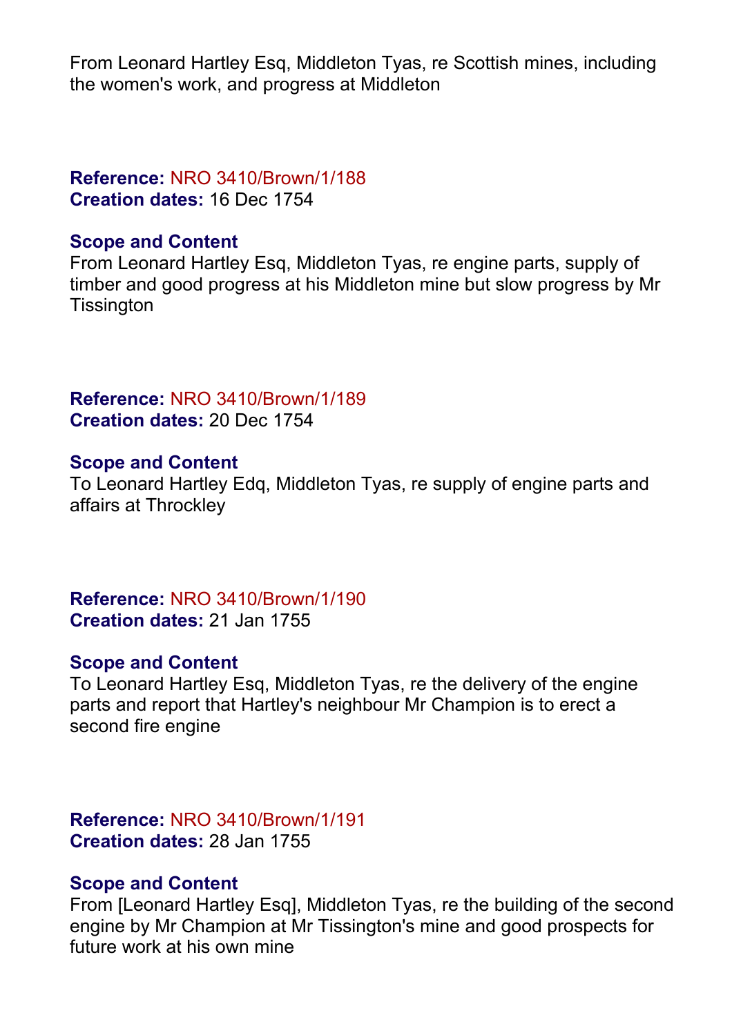From Leonard Hartley Esq, Middleton Tyas, re Scottish mines, including the women's work, and progress at Middleton

**Reference:** NRO 3410/Brown/1/188
**Creation dates:** 16 Dec 1754

**Scope and Content**
From Leonard Hartley Esq, Middleton Tyas, re engine parts, supply of timber and good progress at his Middleton mine but slow progress by Mr Tissington

**Reference:** NRO 3410/Brown/1/189
**Creation dates:** 20 Dec 1754

**Scope and Content**
To Leonard Hartley Edq, Middleton Tyas, re supply of engine parts and affairs at Throckley

**Reference:** NRO 3410/Brown/1/190
**Creation dates:** 21 Jan 1755

**Scope and Content**
To Leonard Hartley Esq, Middleton Tyas, re the delivery of the engine parts and report that Hartley's neighbour Mr Champion is to erect a second fire engine

**Reference:** NRO 3410/Brown/1/191
**Creation dates:** 28 Jan 1755

**Scope and Content**
From [Leonard Hartley Esq], Middleton Tyas, re the building of the second engine by Mr Champion at Mr Tissington's mine and good prospects for future work at his own mine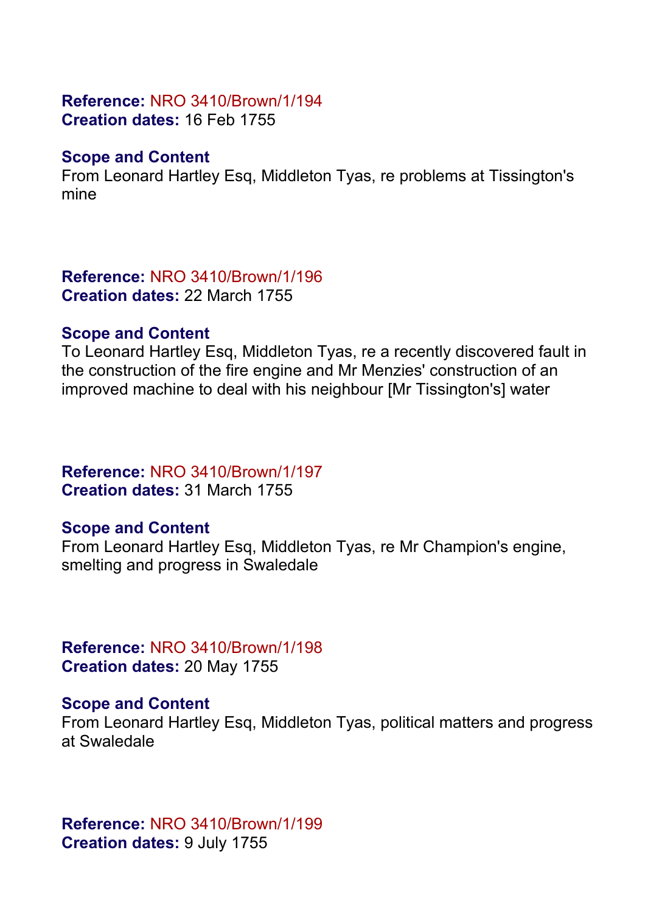**Reference:** NRO 3410/Brown/1/194
**Creation dates:** 16 Feb 1755

**Scope and Content**
From Leonard Hartley Esq, Middleton Tyas, re problems at Tissington's mine

**Reference:** NRO 3410/Brown/1/196
**Creation dates:** 22 March 1755

**Scope and Content**
To Leonard Hartley Esq, Middleton Tyas, re a recently discovered fault in the construction of the fire engine and Mr Menzies' construction of an improved machine to deal with his neighbour [Mr Tissington's] water

**Reference:** NRO 3410/Brown/1/197
**Creation dates:** 31 March 1755

**Scope and Content**
From Leonard Hartley Esq, Middleton Tyas, re Mr Champion's engine, smelting and progress in Swaledale

**Reference:** NRO 3410/Brown/1/198
**Creation dates:** 20 May 1755

**Scope and Content**
From Leonard Hartley Esq, Middleton Tyas, political matters and progress at Swaledale

**Reference:** NRO 3410/Brown/1/199
**Creation dates:** 9 July 1755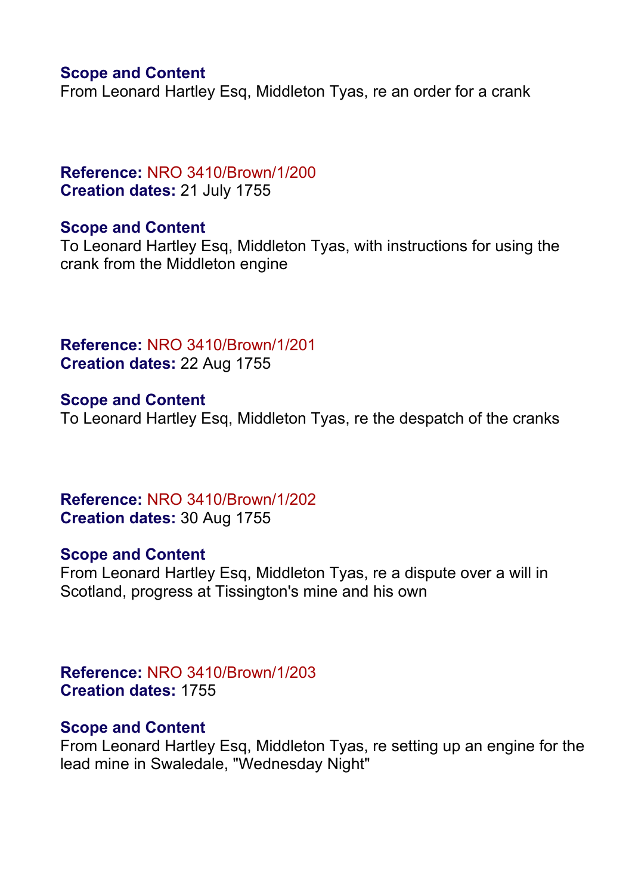**Scope and Content**
From Leonard Hartley Esq, Middleton Tyas, re an order for a crank

**Reference:** NRO 3410/Brown/1/200
**Creation dates:** 21 July 1755

**Scope and Content**
To Leonard Hartley Esq, Middleton Tyas, with instructions for using the crank from the Middleton engine

**Reference:** NRO 3410/Brown/1/201
**Creation dates:** 22 Aug 1755

**Scope and Content**
To Leonard Hartley Esq, Middleton Tyas, re the despatch of the cranks

**Reference:** NRO 3410/Brown/1/202
**Creation dates:** 30 Aug 1755

**Scope and Content**
From Leonard Hartley Esq, Middleton Tyas, re a dispute over a will in Scotland, progress at Tissington's mine and his own

**Reference:** NRO 3410/Brown/1/203
**Creation dates:** 1755

**Scope and Content**
From Leonard Hartley Esq, Middleton Tyas, re setting up an engine for the lead mine in Swaledale, "Wednesday Night"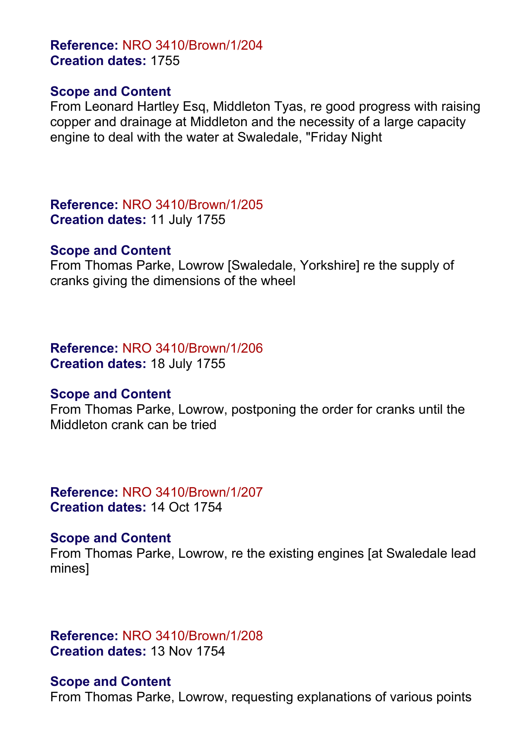**Reference:** NRO 3410/Brown/1/204
**Creation dates:** 1755

**Scope and Content**
From Leonard Hartley Esq, Middleton Tyas, re good progress with raising copper and drainage at Middleton and the necessity of a large capacity engine to deal with the water at Swaledale, "Friday Night

**Reference:** NRO 3410/Brown/1/205
**Creation dates:** 11 July 1755

**Scope and Content**
From Thomas Parke, Lowrow [Swaledale, Yorkshire] re the supply of cranks giving the dimensions of the wheel

**Reference:** NRO 3410/Brown/1/206
**Creation dates:** 18 July 1755

**Scope and Content**
From Thomas Parke, Lowrow, postponing the order for cranks until the Middleton crank can be tried

**Reference:** NRO 3410/Brown/1/207
**Creation dates:** 14 Oct 1754

**Scope and Content**
From Thomas Parke, Lowrow, re the existing engines [at Swaledale lead mines]

**Reference:** NRO 3410/Brown/1/208
**Creation dates:** 13 Nov 1754

**Scope and Content**
From Thomas Parke, Lowrow, requesting explanations of various points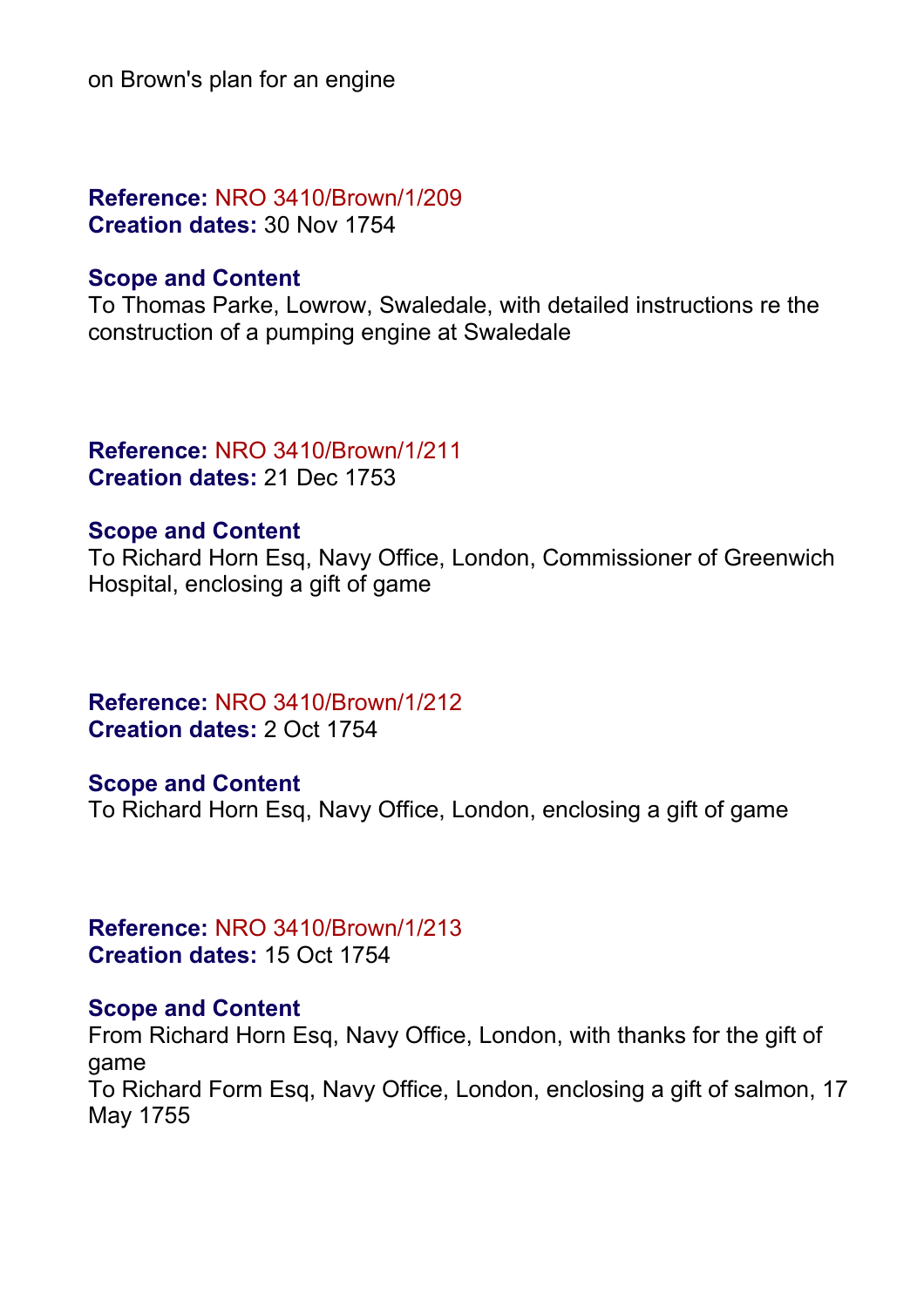on Brown's plan for an engine

**Reference:** NRO 3410/Brown/1/209
**Creation dates:** 30 Nov 1754

**Scope and Content**
To Thomas Parke, Lowrow, Swaledale, with detailed instructions re the construction of a pumping engine at Swaledale

**Reference:** NRO 3410/Brown/1/211
**Creation dates:** 21 Dec 1753

**Scope and Content**
To Richard Horn Esq, Navy Office, London, Commissioner of Greenwich Hospital, enclosing a gift of game

**Reference:** NRO 3410/Brown/1/212
**Creation dates:** 2 Oct 1754

**Scope and Content**
To Richard Horn Esq, Navy Office, London, enclosing a gift of game

**Reference:** NRO 3410/Brown/1/213
**Creation dates:** 15 Oct 1754

**Scope and Content**
From Richard Horn Esq, Navy Office, London, with thanks for the gift of game
To Richard Form Esq, Navy Office, London, enclosing a gift of salmon, 17 May 1755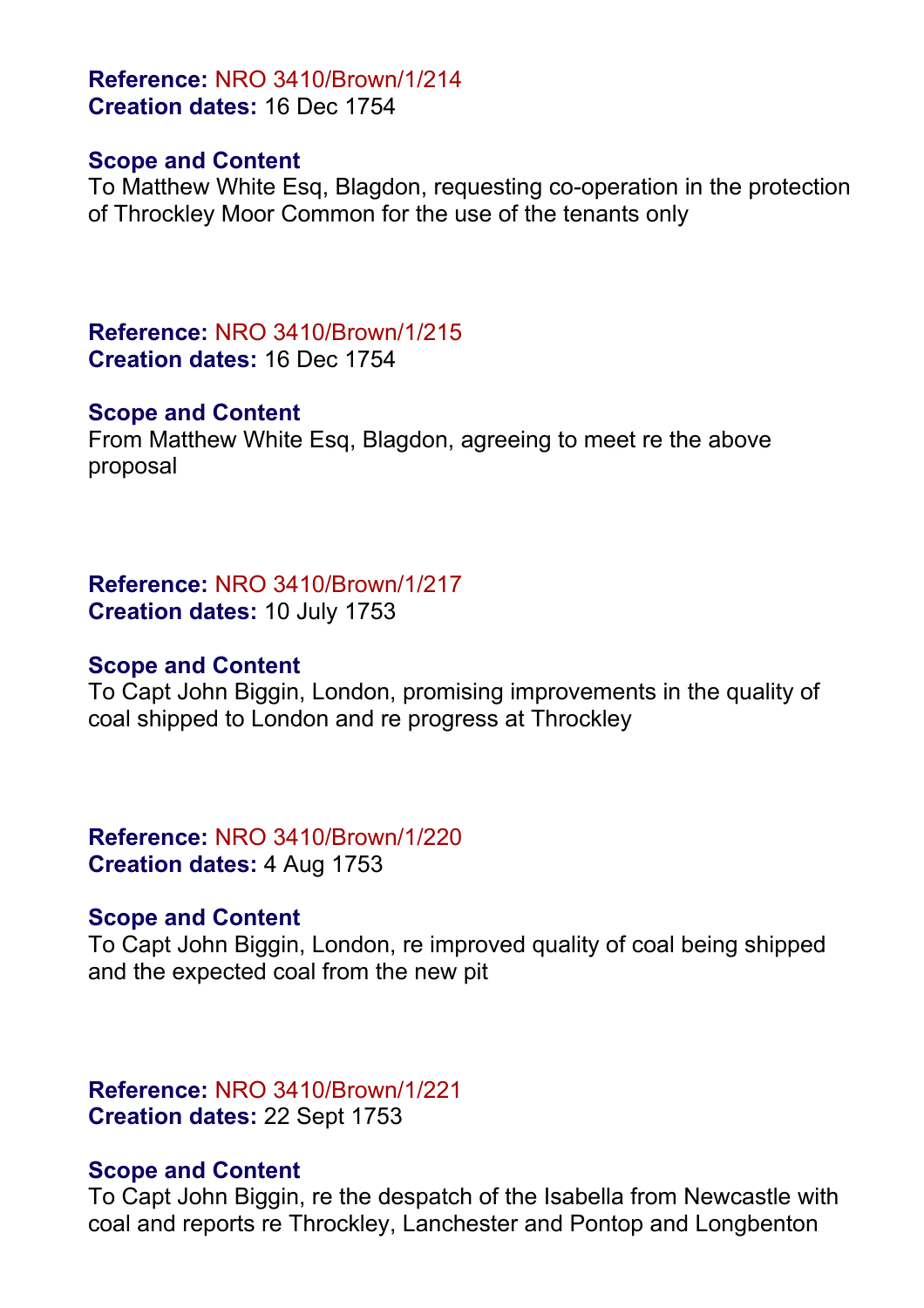**Reference:** NRO 3410/Brown/1/214
**Creation dates:** 16 Dec 1754

**Scope and Content**
To Matthew White Esq, Blagdon, requesting co-operation in the protection of Throckley Moor Common for the use of the tenants only

**Reference:** NRO 3410/Brown/1/215
**Creation dates:** 16 Dec 1754

**Scope and Content**
From Matthew White Esq, Blagdon, agreeing to meet re the above proposal

**Reference:** NRO 3410/Brown/1/217
**Creation dates:** 10 July 1753

**Scope and Content**
To Capt John Biggin, London, promising improvements in the quality of coal shipped to London and re progress at Throckley

**Reference:** NRO 3410/Brown/1/220
**Creation dates:** 4 Aug 1753

**Scope and Content**
To Capt John Biggin, London, re improved quality of coal being shipped and the expected coal from the new pit

**Reference:** NRO 3410/Brown/1/221
**Creation dates:** 22 Sept 1753

**Scope and Content**
To Capt John Biggin, re the despatch of the Isabella from Newcastle with coal and reports re Throckley, Lanchester and Pontop and Longbenton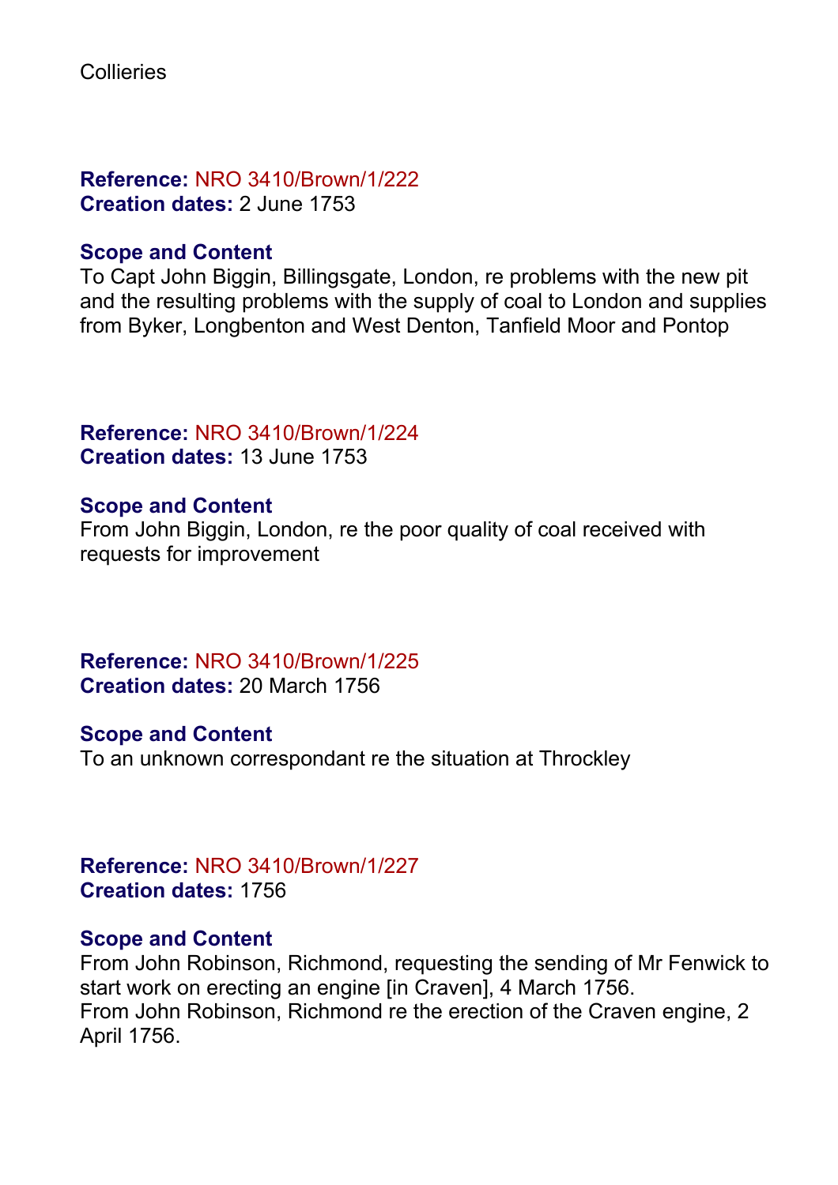Collieries

**Reference:** NRO 3410/Brown/1/222
**Creation dates:** 2 June 1753

**Scope and Content**
To Capt John Biggin, Billingsgate, London, re problems with the new pit and the resulting problems with the supply of coal to London and supplies from Byker, Longbenton and West Denton, Tanfield Moor and Pontop

**Reference:** NRO 3410/Brown/1/224
**Creation dates:** 13 June 1753

**Scope and Content**
From John Biggin, London, re the poor quality of coal received with requests for improvement

**Reference:** NRO 3410/Brown/1/225
**Creation dates:** 20 March 1756

**Scope and Content**
To an unknown correspondant re the situation at Throckley

**Reference:** NRO 3410/Brown/1/227
**Creation dates:** 1756

**Scope and Content**
From John Robinson, Richmond, requesting the sending of Mr Fenwick to start work on erecting an engine [in Craven], 4 March 1756.
From John Robinson, Richmond re the erection of the Craven engine, 2 April 1756.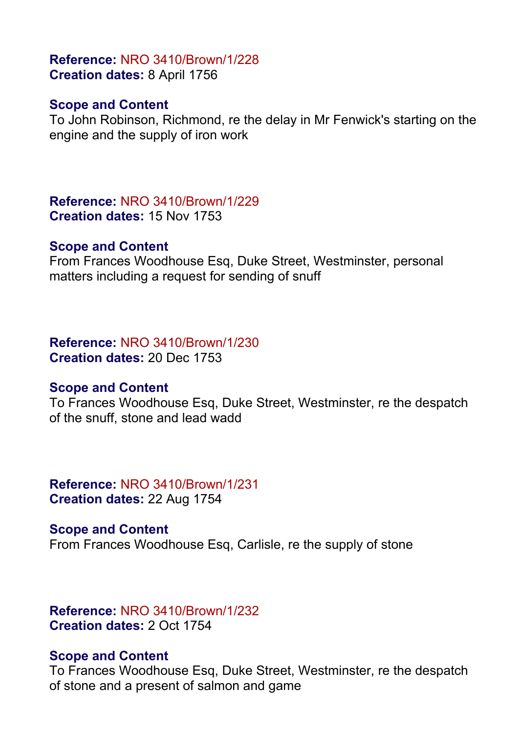**Reference:** NRO 3410/Brown/1/228
**Creation dates:** 8 April 1756

**Scope and Content**
To John Robinson, Richmond, re the delay in Mr Fenwick's starting on the engine and the supply of iron work

**Reference:** NRO 3410/Brown/1/229
**Creation dates:** 15 Nov 1753

**Scope and Content**
From Frances Woodhouse Esq, Duke Street, Westminster, personal matters including a request for sending of snuff

**Reference:** NRO 3410/Brown/1/230
**Creation dates:** 20 Dec 1753

**Scope and Content**
To Frances Woodhouse Esq, Duke Street, Westminster, re the despatch of the snuff, stone and lead wadd

**Reference:** NRO 3410/Brown/1/231
**Creation dates:** 22 Aug 1754

**Scope and Content**
From Frances Woodhouse Esq, Carlisle, re the supply of stone

**Reference:** NRO 3410/Brown/1/232
**Creation dates:** 2 Oct 1754

**Scope and Content**
To Frances Woodhouse Esq, Duke Street, Westminster, re the despatch of stone and a present of salmon and game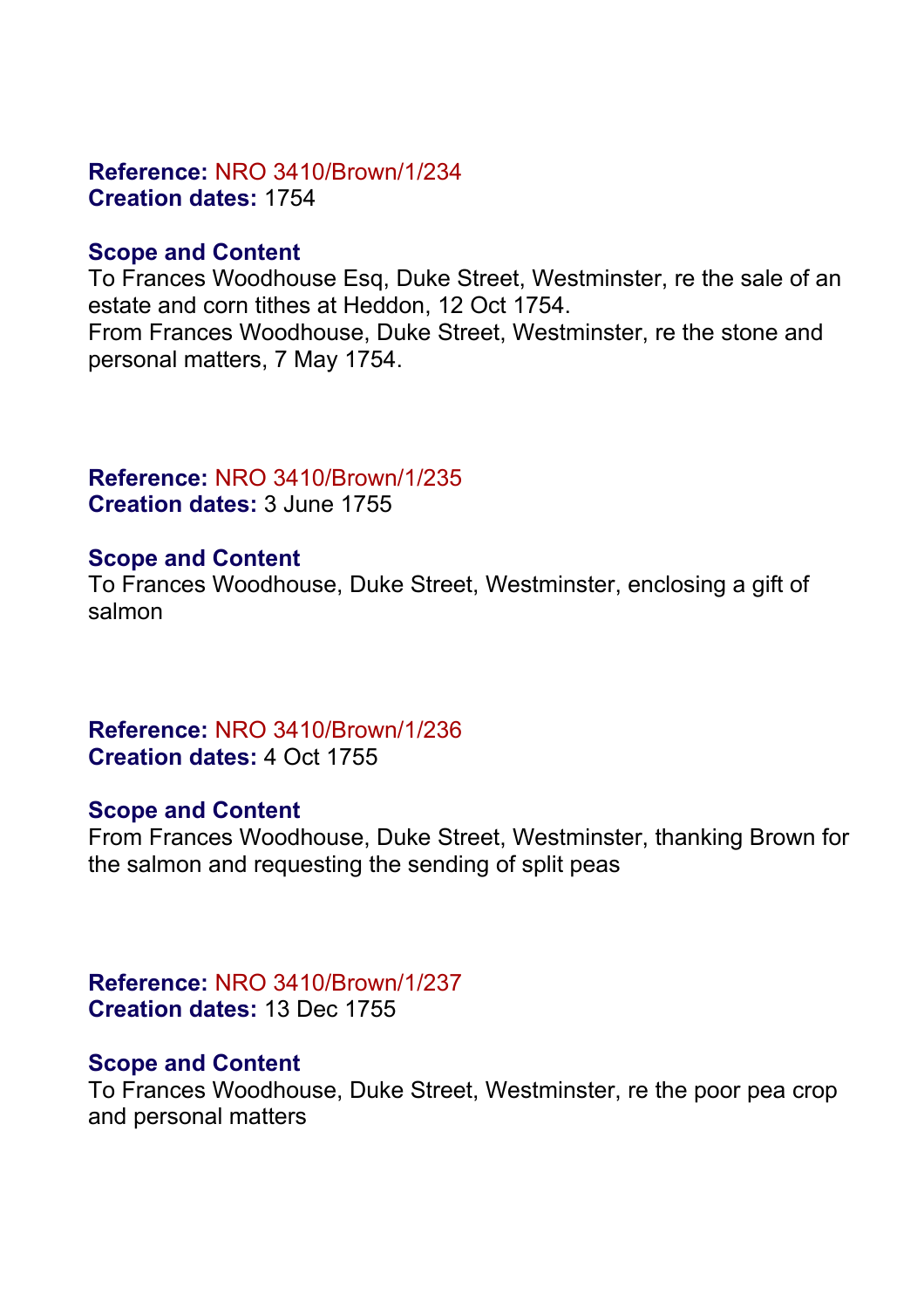**Reference:** NRO 3410/Brown/1/234
**Creation dates:** 1754

**Scope and Content**
To Frances Woodhouse Esq, Duke Street, Westminster, re the sale of an estate and corn tithes at Heddon, 12 Oct 1754.
From Frances Woodhouse, Duke Street, Westminster, re the stone and personal matters, 7 May 1754.

**Reference:** NRO 3410/Brown/1/235
**Creation dates:** 3 June 1755

**Scope and Content**
To Frances Woodhouse, Duke Street, Westminster, enclosing a gift of salmon

**Reference:** NRO 3410/Brown/1/236
**Creation dates:** 4 Oct 1755

**Scope and Content**
From Frances Woodhouse, Duke Street, Westminster, thanking Brown for the salmon and requesting the sending of split peas

**Reference:** NRO 3410/Brown/1/237
**Creation dates:** 13 Dec 1755

**Scope and Content**
To Frances Woodhouse, Duke Street, Westminster, re the poor pea crop and personal matters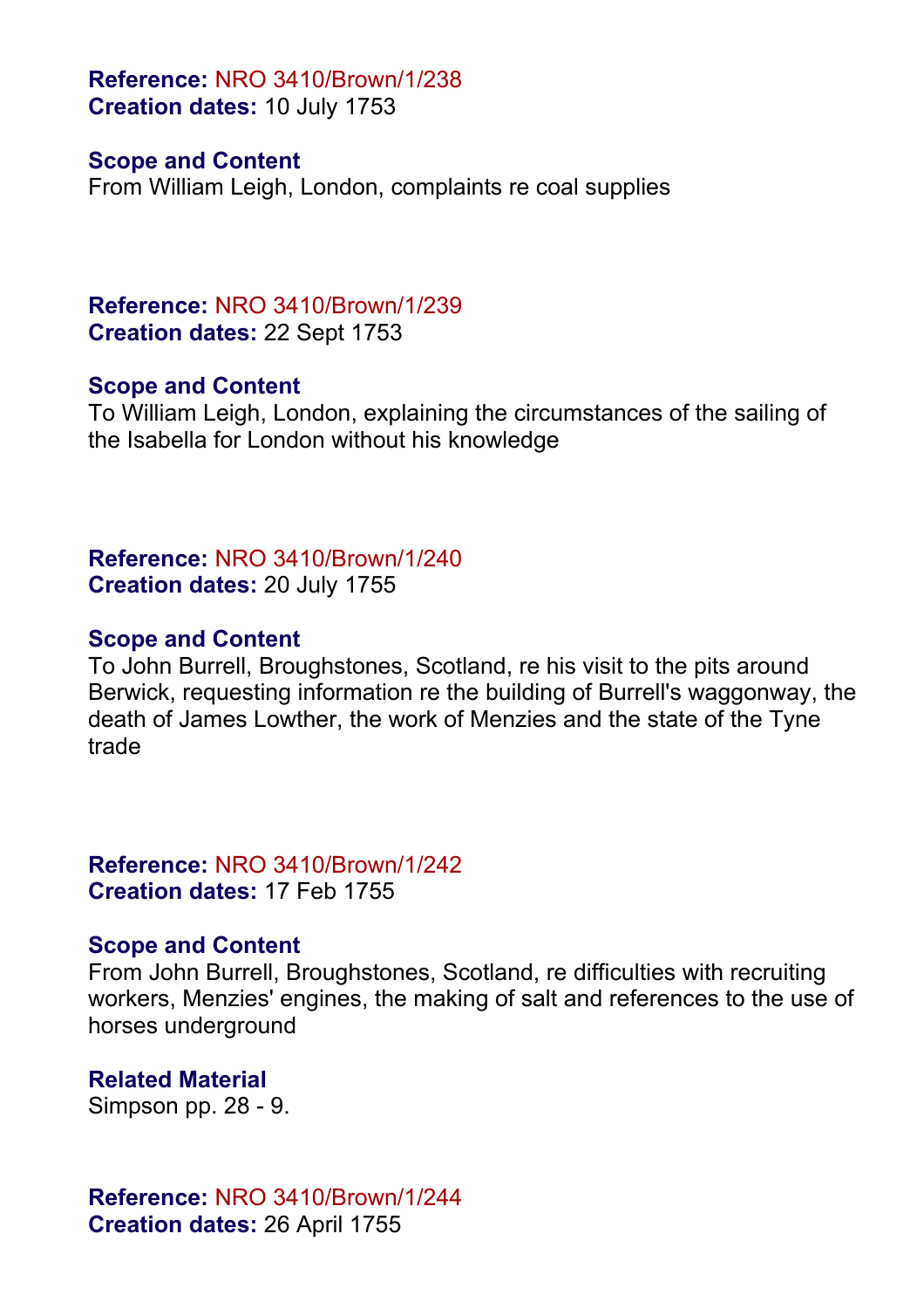**Reference:** NRO 3410/Brown/1/238
**Creation dates:** 10 July 1753

**Scope and Content**
From William Leigh, London, complaints re coal supplies

**Reference:** NRO 3410/Brown/1/239
**Creation dates:** 22 Sept 1753

**Scope and Content**
To William Leigh, London, explaining the circumstances of the sailing of the Isabella for London without his knowledge

**Reference:** NRO 3410/Brown/1/240
**Creation dates:** 20 July 1755

**Scope and Content**
To John Burrell, Broughstones, Scotland, re his visit to the pits around Berwick, requesting information re the building of Burrell's waggonway, the death of James Lowther, the work of Menzies and the state of the Tyne trade

**Reference:** NRO 3410/Brown/1/242
**Creation dates:** 17 Feb 1755

**Scope and Content**
From John Burrell, Broughstones, Scotland, re difficulties with recruiting workers, Menzies' engines, the making of salt and references to the use of horses underground

**Related Material**
Simpson pp. 28 - 9.

**Reference:** NRO 3410/Brown/1/244
**Creation dates:** 26 April 1755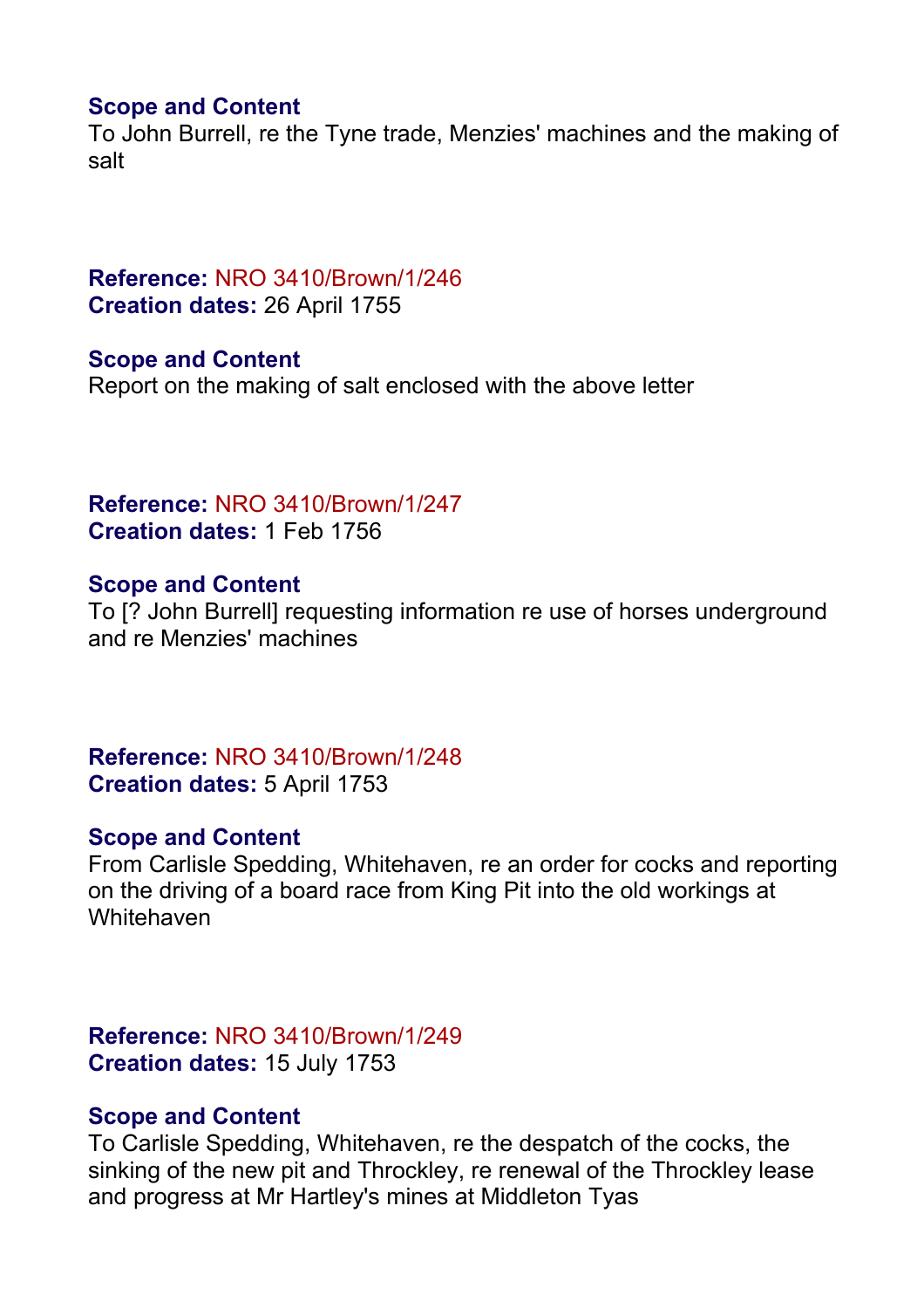**Scope and Content**
To John Burrell, re the Tyne trade, Menzies' machines and the making of salt

**Reference:** NRO 3410/Brown/1/246
**Creation dates:** 26 April 1755

**Scope and Content**
Report on the making of salt enclosed with the above letter

**Reference:** NRO 3410/Brown/1/247
**Creation dates:** 1 Feb 1756

**Scope and Content**
To [? John Burrell] requesting information re use of horses underground and re Menzies' machines

**Reference:** NRO 3410/Brown/1/248
**Creation dates:** 5 April 1753

**Scope and Content**
From Carlisle Spedding, Whitehaven, re an order for cocks and reporting on the driving of a board race from King Pit into the old workings at Whitehaven

**Reference:** NRO 3410/Brown/1/249
**Creation dates:** 15 July 1753

**Scope and Content**
To Carlisle Spedding, Whitehaven, re the despatch of the cocks, the sinking of the new pit and Throckley, re renewal of the Throckley lease and progress at Mr Hartley's mines at Middleton Tyas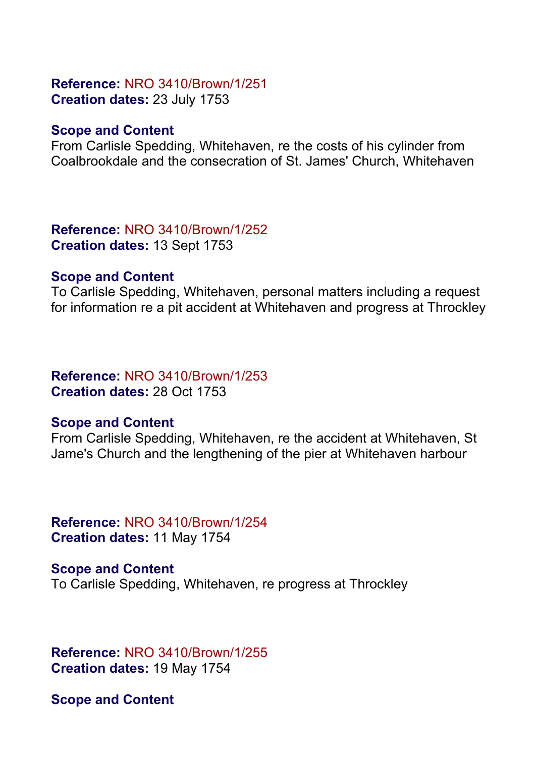**Reference:** NRO 3410/Brown/1/251
**Creation dates:** 23 July 1753

**Scope and Content**
From Carlisle Spedding, Whitehaven, re the costs of his cylinder from Coalbrookdale and the consecration of St. James' Church, Whitehaven

**Reference:** NRO 3410/Brown/1/252
**Creation dates:** 13 Sept 1753

**Scope and Content**
To Carlisle Spedding, Whitehaven, personal matters including a request for information re a pit accident at Whitehaven and progress at Throckley

**Reference:** NRO 3410/Brown/1/253
**Creation dates:** 28 Oct 1753

**Scope and Content**
From Carlisle Spedding, Whitehaven, re the accident at Whitehaven, St Jame's Church and the lengthening of the pier at Whitehaven harbour

**Reference:** NRO 3410/Brown/1/254
**Creation dates:** 11 May 1754

**Scope and Content**
To Carlisle Spedding, Whitehaven, re progress at Throckley

**Reference:** NRO 3410/Brown/1/255
**Creation dates:** 19 May 1754

**Scope and Content**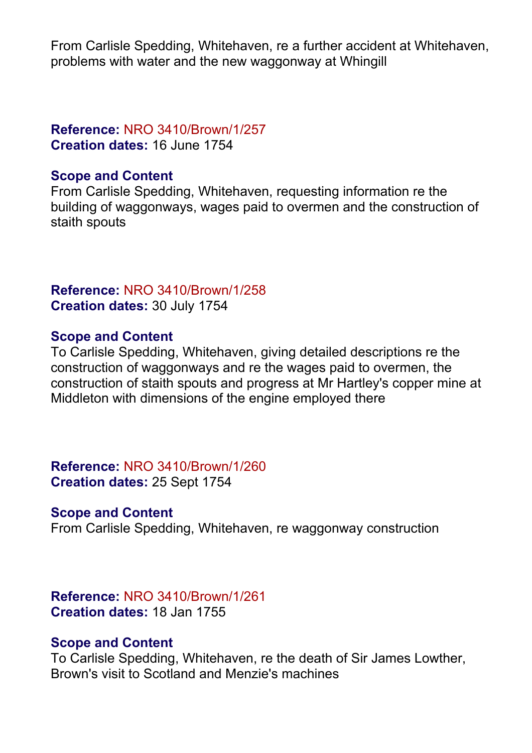From Carlisle Spedding, Whitehaven, re a further accident at Whitehaven, problems with water and the new waggonway at Whingill

**Reference:** NRO 3410/Brown/1/257
**Creation dates:** 16 June 1754

**Scope and Content**
From Carlisle Spedding, Whitehaven, requesting information re the building of waggonways, wages paid to overmen and the construction of staith spouts

**Reference:** NRO 3410/Brown/1/258
**Creation dates:** 30 July 1754

**Scope and Content**
To Carlisle Spedding, Whitehaven, giving detailed descriptions re the construction of waggonways and re the wages paid to overmen, the construction of staith spouts and progress at Mr Hartley's copper mine at Middleton with dimensions of the engine employed there

**Reference:** NRO 3410/Brown/1/260
**Creation dates:** 25 Sept 1754

**Scope and Content**
From Carlisle Spedding, Whitehaven, re waggonway construction

**Reference:** NRO 3410/Brown/1/261
**Creation dates:** 18 Jan 1755

**Scope and Content**
To Carlisle Spedding, Whitehaven, re the death of Sir James Lowther, Brown's visit to Scotland and Menzie's machines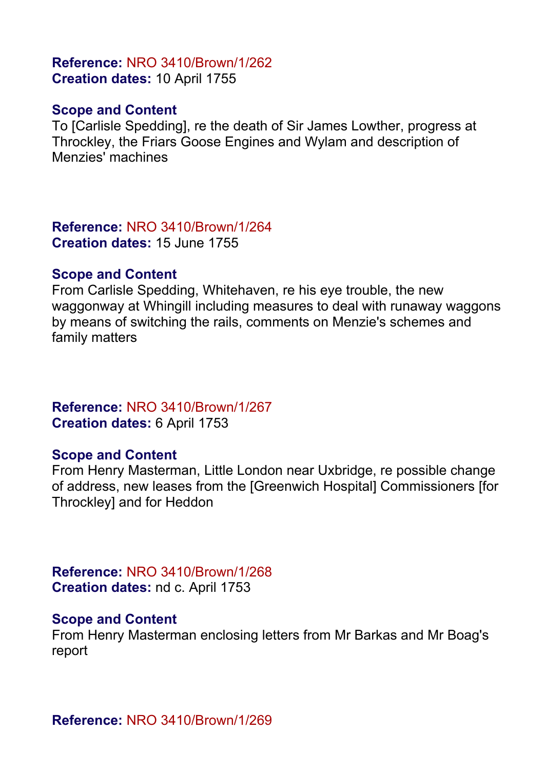**Reference:** NRO 3410/Brown/1/262
**Creation dates:** 10 April 1755

**Scope and Content**
To [Carlisle Spedding], re the death of Sir James Lowther, progress at Throckley, the Friars Goose Engines and Wylam and description of Menzies' machines

**Reference:** NRO 3410/Brown/1/264
**Creation dates:** 15 June 1755

**Scope and Content**
From Carlisle Spedding, Whitehaven, re his eye trouble, the new waggonway at Whingill including measures to deal with runaway waggons by means of switching the rails, comments on Menzie's schemes and family matters

**Reference:** NRO 3410/Brown/1/267
**Creation dates:** 6 April 1753

**Scope and Content**
From Henry Masterman, Little London near Uxbridge, re possible change of address, new leases from the [Greenwich Hospital] Commissioners [for Throckley] and for Heddon

**Reference:** NRO 3410/Brown/1/268
**Creation dates:** nd c. April 1753

**Scope and Content**
From Henry Masterman enclosing letters from Mr Barkas and Mr Boag's report

**Reference:** NRO 3410/Brown/1/269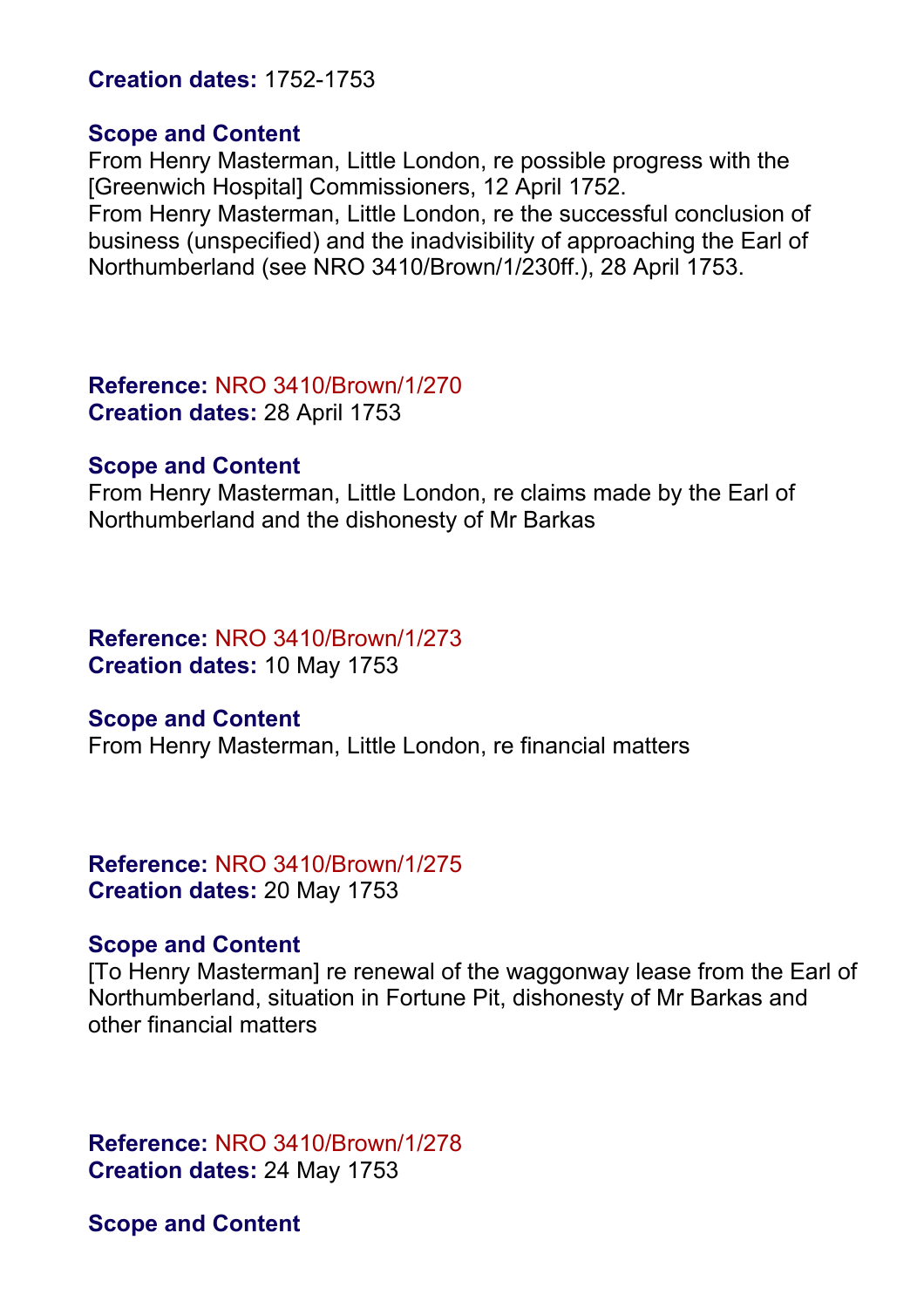**Creation dates:** 1752-1753

**Scope and Content**
From Henry Masterman, Little London, re possible progress with the [Greenwich Hospital] Commissioners, 12 April 1752.
From Henry Masterman, Little London, re the successful conclusion of business (unspecified) and the inadvisibility of approaching the Earl of Northumberland (see NRO 3410/Brown/1/230ff.), 28 April 1753.

**Reference:** NRO 3410/Brown/1/270
**Creation dates:** 28 April 1753

**Scope and Content**
From Henry Masterman, Little London, re claims made by the Earl of Northumberland and the dishonesty of Mr Barkas

**Reference:** NRO 3410/Brown/1/273
**Creation dates:** 10 May 1753

**Scope and Content**
From Henry Masterman, Little London, re financial matters

**Reference:** NRO 3410/Brown/1/275
**Creation dates:** 20 May 1753

**Scope and Content**
[To Henry Masterman] re renewal of the waggonway lease from the Earl of Northumberland, situation in Fortune Pit, dishonesty of Mr Barkas and other financial matters

**Reference:** NRO 3410/Brown/1/278
**Creation dates:** 24 May 1753

**Scope and Content**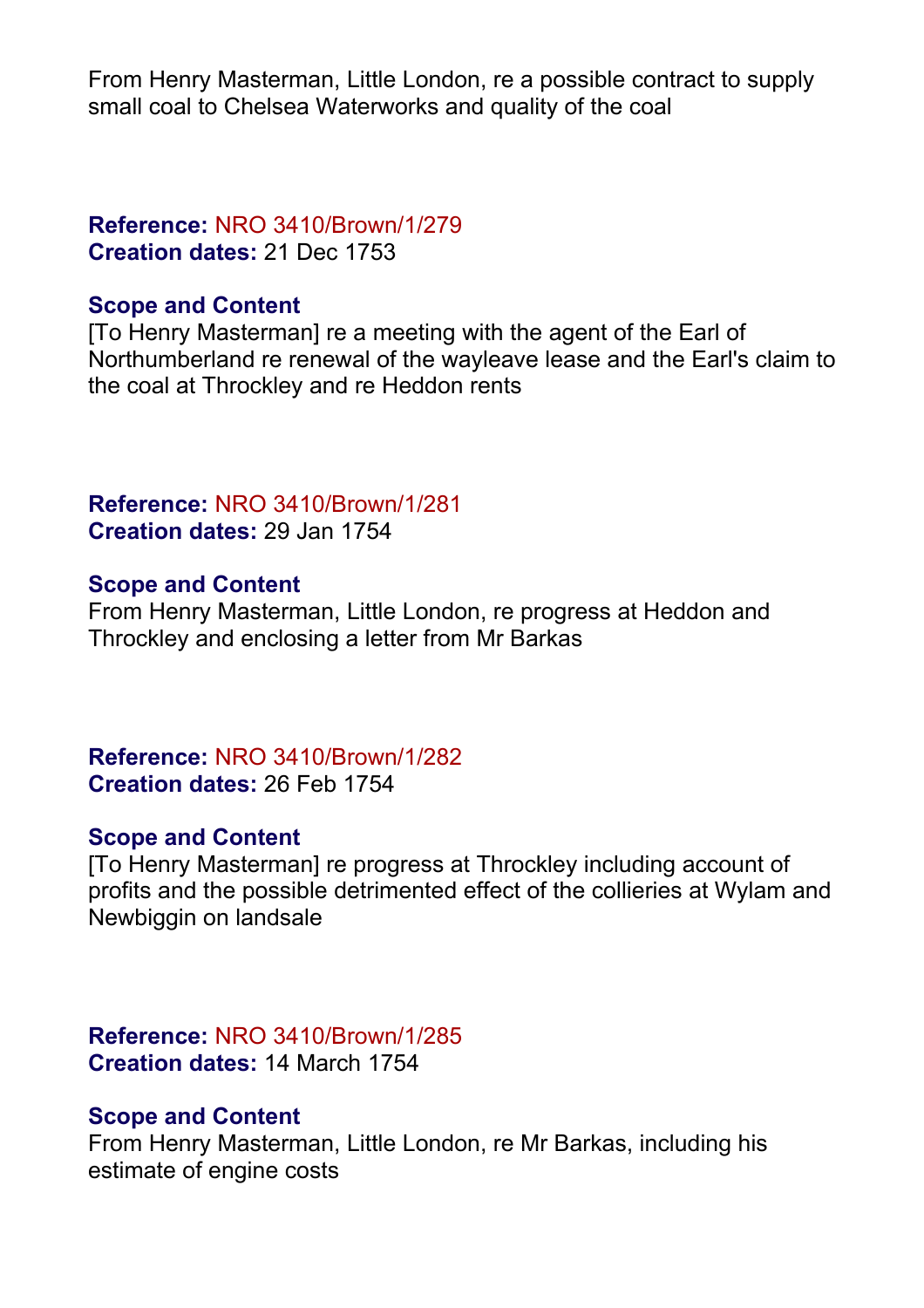From Henry Masterman, Little London, re a possible contract to supply small coal to Chelsea Waterworks and quality of the coal

**Reference:** NRO 3410/Brown/1/279
**Creation dates:** 21 Dec 1753

**Scope and Content**
[To Henry Masterman] re a meeting with the agent of the Earl of Northumberland re renewal of the wayleave lease and the Earl's claim to the coal at Throckley and re Heddon rents

**Reference:** NRO 3410/Brown/1/281
**Creation dates:** 29 Jan 1754

**Scope and Content**
From Henry Masterman, Little London, re progress at Heddon and Throckley and enclosing a letter from Mr Barkas

**Reference:** NRO 3410/Brown/1/282
**Creation dates:** 26 Feb 1754

**Scope and Content**
[To Henry Masterman] re progress at Throckley including account of profits and the possible detrimented effect of the collieries at Wylam and Newbiggin on landsale

**Reference:** NRO 3410/Brown/1/285
**Creation dates:** 14 March 1754

**Scope and Content**
From Henry Masterman, Little London, re Mr Barkas, including his estimate of engine costs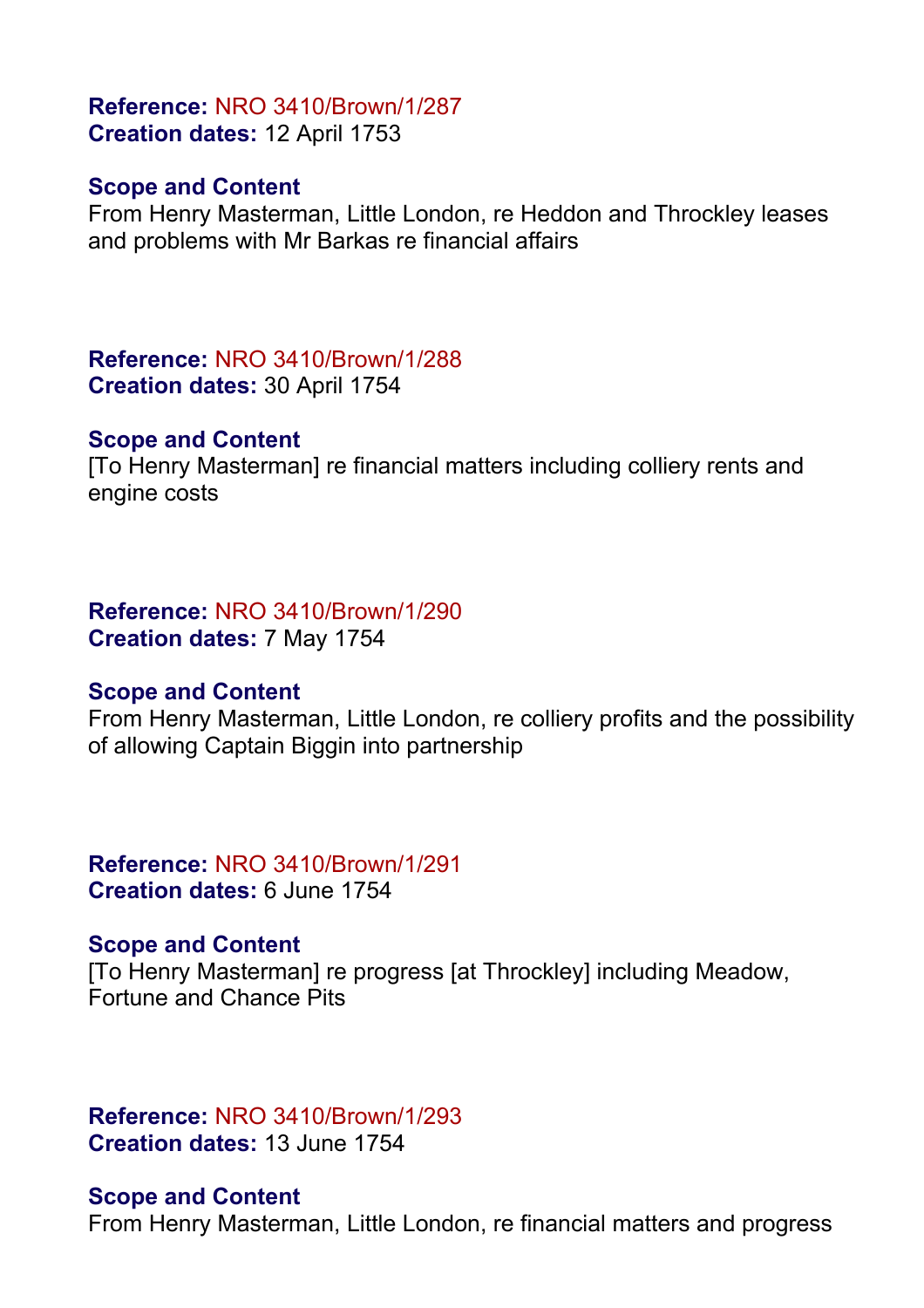**Reference:** NRO 3410/Brown/1/287
**Creation dates:** 12 April 1753

**Scope and Content**
From Henry Masterman, Little London, re Heddon and Throckley leases and problems with Mr Barkas re financial affairs

**Reference:** NRO 3410/Brown/1/288
**Creation dates:** 30 April 1754

**Scope and Content**
[To Henry Masterman] re financial matters including colliery rents and engine costs

**Reference:** NRO 3410/Brown/1/290
**Creation dates:** 7 May 1754

**Scope and Content**
From Henry Masterman, Little London, re colliery profits and the possibility of allowing Captain Biggin into partnership

**Reference:** NRO 3410/Brown/1/291
**Creation dates:** 6 June 1754

**Scope and Content**
[To Henry Masterman] re progress [at Throckley] including Meadow, Fortune and Chance Pits

**Reference:** NRO 3410/Brown/1/293
**Creation dates:** 13 June 1754

**Scope and Content**
From Henry Masterman, Little London, re financial matters and progress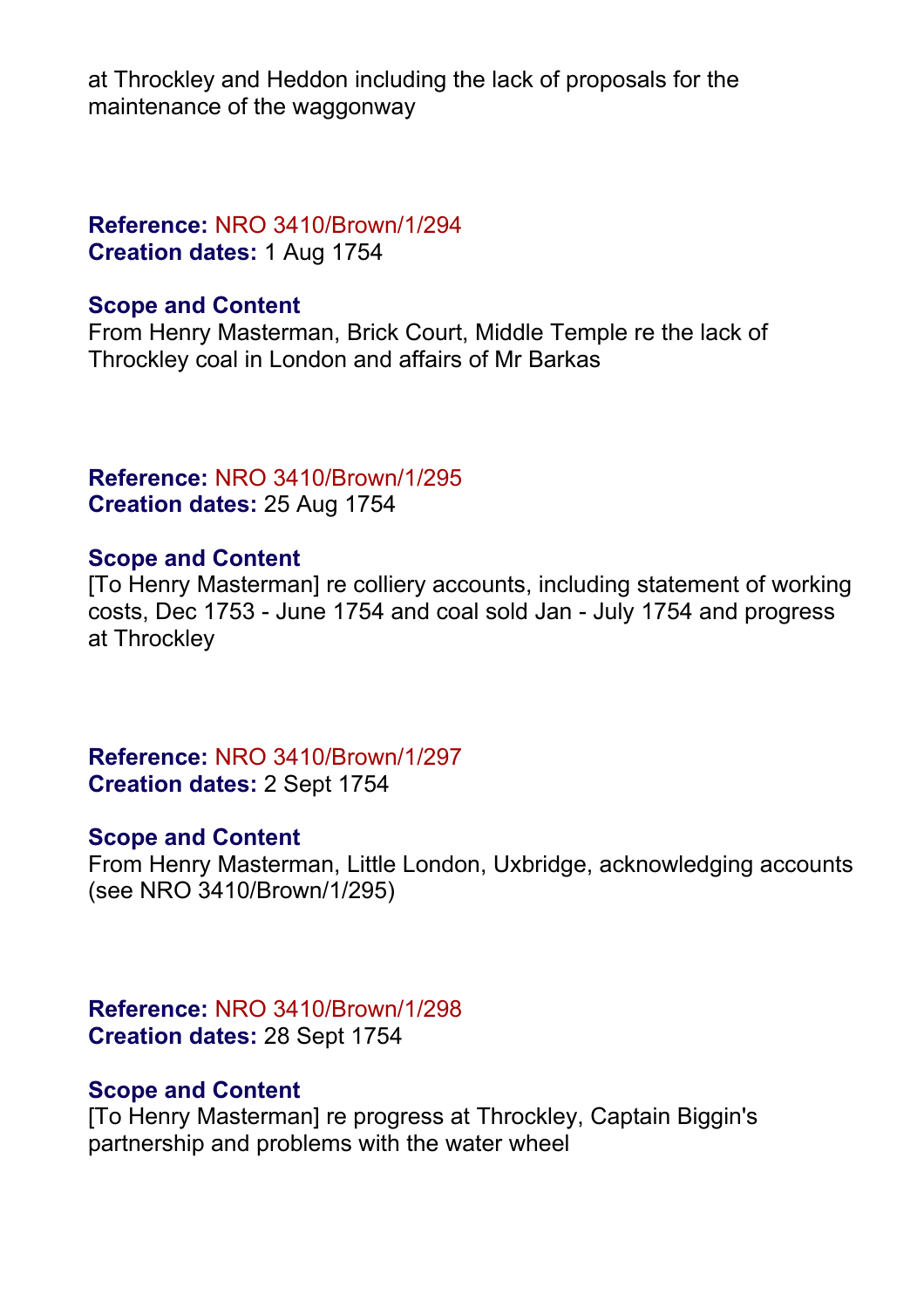at Throckley and Heddon including the lack of proposals for the maintenance of the waggonway

**Reference:** NRO 3410/Brown/1/294
**Creation dates:** 1 Aug 1754

**Scope and Content**
From Henry Masterman, Brick Court, Middle Temple re the lack of Throckley coal in London and affairs of Mr Barkas

**Reference:** NRO 3410/Brown/1/295
**Creation dates:** 25 Aug 1754

**Scope and Content**
[To Henry Masterman] re colliery accounts, including statement of working costs, Dec 1753 - June 1754 and coal sold Jan - July 1754 and progress at Throckley

**Reference:** NRO 3410/Brown/1/297
**Creation dates:** 2 Sept 1754

**Scope and Content**
From Henry Masterman, Little London, Uxbridge, acknowledging accounts (see NRO 3410/Brown/1/295)

**Reference:** NRO 3410/Brown/1/298
**Creation dates:** 28 Sept 1754

**Scope and Content**
[To Henry Masterman] re progress at Throckley, Captain Biggin's partnership and problems with the water wheel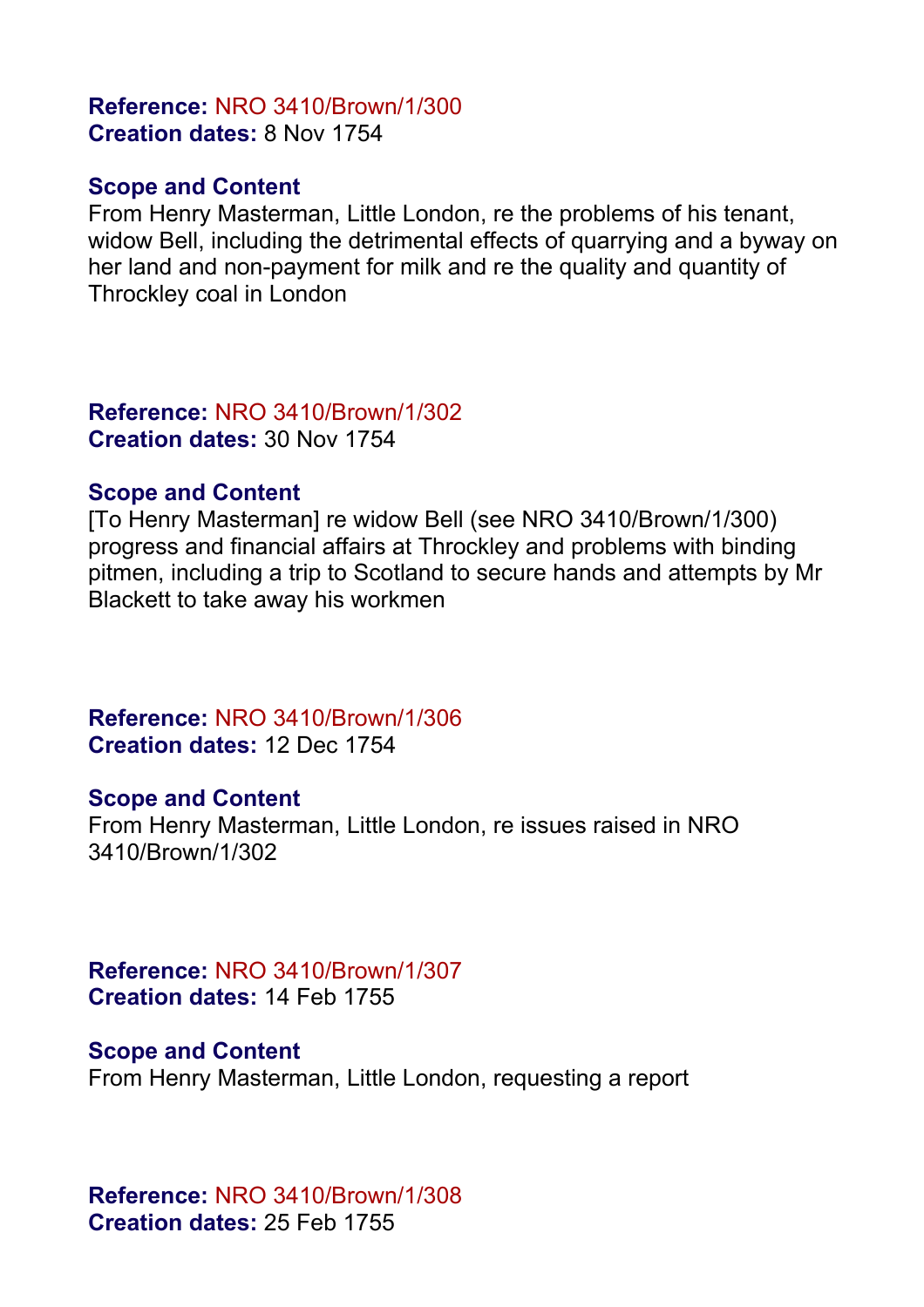**Reference:** NRO 3410/Brown/1/300
**Creation dates:** 8 Nov 1754

**Scope and Content**
From Henry Masterman, Little London, re the problems of his tenant, widow Bell, including the detrimental effects of quarrying and a byway on her land and non-payment for milk and re the quality and quantity of Throckley coal in London

**Reference:** NRO 3410/Brown/1/302
**Creation dates:** 30 Nov 1754

**Scope and Content**
[To Henry Masterman] re widow Bell (see NRO 3410/Brown/1/300) progress and financial affairs at Throckley and problems with binding pitmen, including a trip to Scotland to secure hands and attempts by Mr Blackett to take away his workmen

**Reference:** NRO 3410/Brown/1/306
**Creation dates:** 12 Dec 1754

**Scope and Content**
From Henry Masterman, Little London, re issues raised in NRO 3410/Brown/1/302

**Reference:** NRO 3410/Brown/1/307
**Creation dates:** 14 Feb 1755

**Scope and Content**
From Henry Masterman, Little London, requesting a report

**Reference:** NRO 3410/Brown/1/308
**Creation dates:** 25 Feb 1755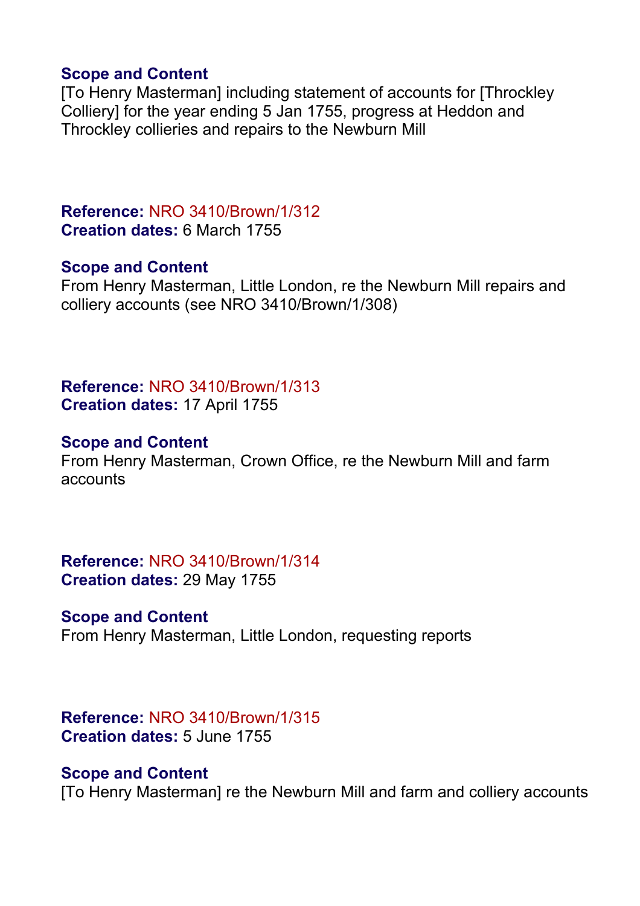**Scope and Content**
[To Henry Masterman] including statement of accounts for [Throckley Colliery] for the year ending 5 Jan 1755, progress at Heddon and Throckley collieries and repairs to the Newburn Mill

**Reference:** NRO 3410/Brown/1/312
**Creation dates:** 6 March 1755

**Scope and Content**
From Henry Masterman, Little London, re the Newburn Mill repairs and colliery accounts (see NRO 3410/Brown/1/308)

**Reference:** NRO 3410/Brown/1/313
**Creation dates:** 17 April 1755

**Scope and Content**
From Henry Masterman, Crown Office, re the Newburn Mill and farm accounts

**Reference:** NRO 3410/Brown/1/314
**Creation dates:** 29 May 1755

**Scope and Content**
From Henry Masterman, Little London, requesting reports

**Reference:** NRO 3410/Brown/1/315
**Creation dates:** 5 June 1755

**Scope and Content**
[To Henry Masterman] re the Newburn Mill and farm and colliery accounts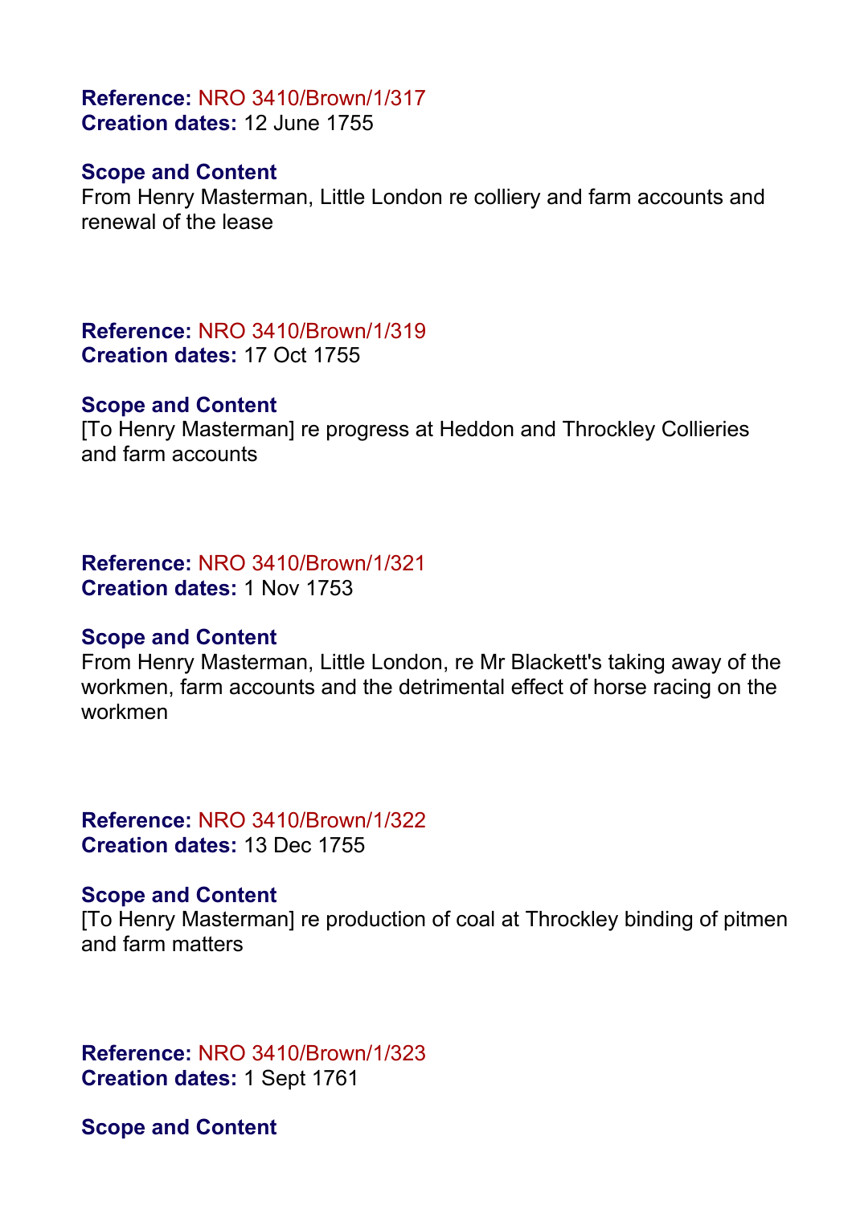**Reference:** NRO 3410/Brown/1/317
**Creation dates:** 12 June 1755

**Scope and Content**
From Henry Masterman, Little London re colliery and farm accounts and renewal of the lease

**Reference:** NRO 3410/Brown/1/319
**Creation dates:** 17 Oct 1755

**Scope and Content**
[To Henry Masterman] re progress at Heddon and Throckley Collieries and farm accounts

**Reference:** NRO 3410/Brown/1/321
**Creation dates:** 1 Nov 1753

**Scope and Content**
From Henry Masterman, Little London, re Mr Blackett's taking away of the workmen, farm accounts and the detrimental effect of horse racing on the workmen

**Reference:** NRO 3410/Brown/1/322
**Creation dates:** 13 Dec 1755

**Scope and Content**
[To Henry Masterman] re production of coal at Throckley binding of pitmen and farm matters

**Reference:** NRO 3410/Brown/1/323
**Creation dates:** 1 Sept 1761

**Scope and Content**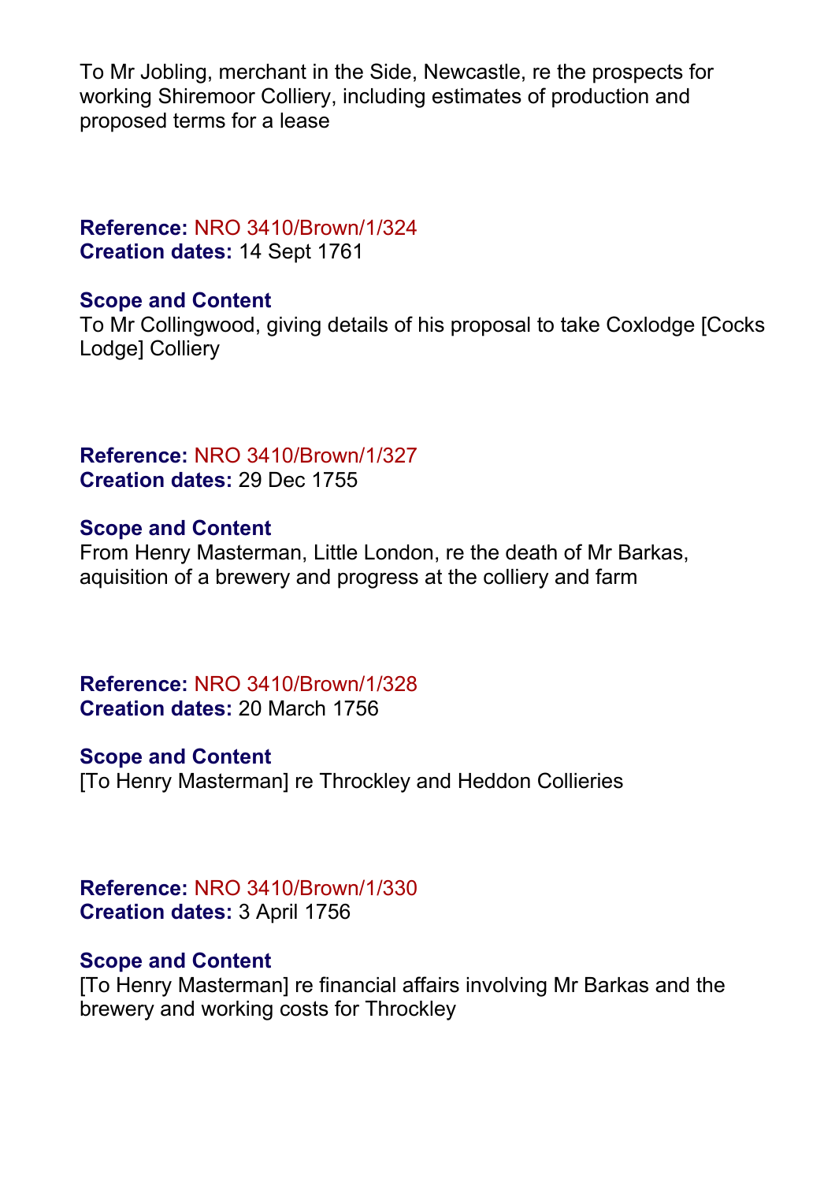To Mr Jobling, merchant in the Side, Newcastle, re the prospects for working Shiremoor Colliery, including estimates of production and proposed terms for a lease

**Reference:** NRO 3410/Brown/1/324
**Creation dates:** 14 Sept 1761

**Scope and Content**
To Mr Collingwood, giving details of his proposal to take Coxlodge [Cocks Lodge] Colliery

**Reference:** NRO 3410/Brown/1/327
**Creation dates:** 29 Dec 1755

**Scope and Content**
From Henry Masterman, Little London, re the death of Mr Barkas, aquisition of a brewery and progress at the colliery and farm

**Reference:** NRO 3410/Brown/1/328
**Creation dates:** 20 March 1756

**Scope and Content**
[To Henry Masterman] re Throckley and Heddon Collieries

**Reference:** NRO 3410/Brown/1/330
**Creation dates:** 3 April 1756

**Scope and Content**
[To Henry Masterman] re financial affairs involving Mr Barkas and the brewery and working costs for Throckley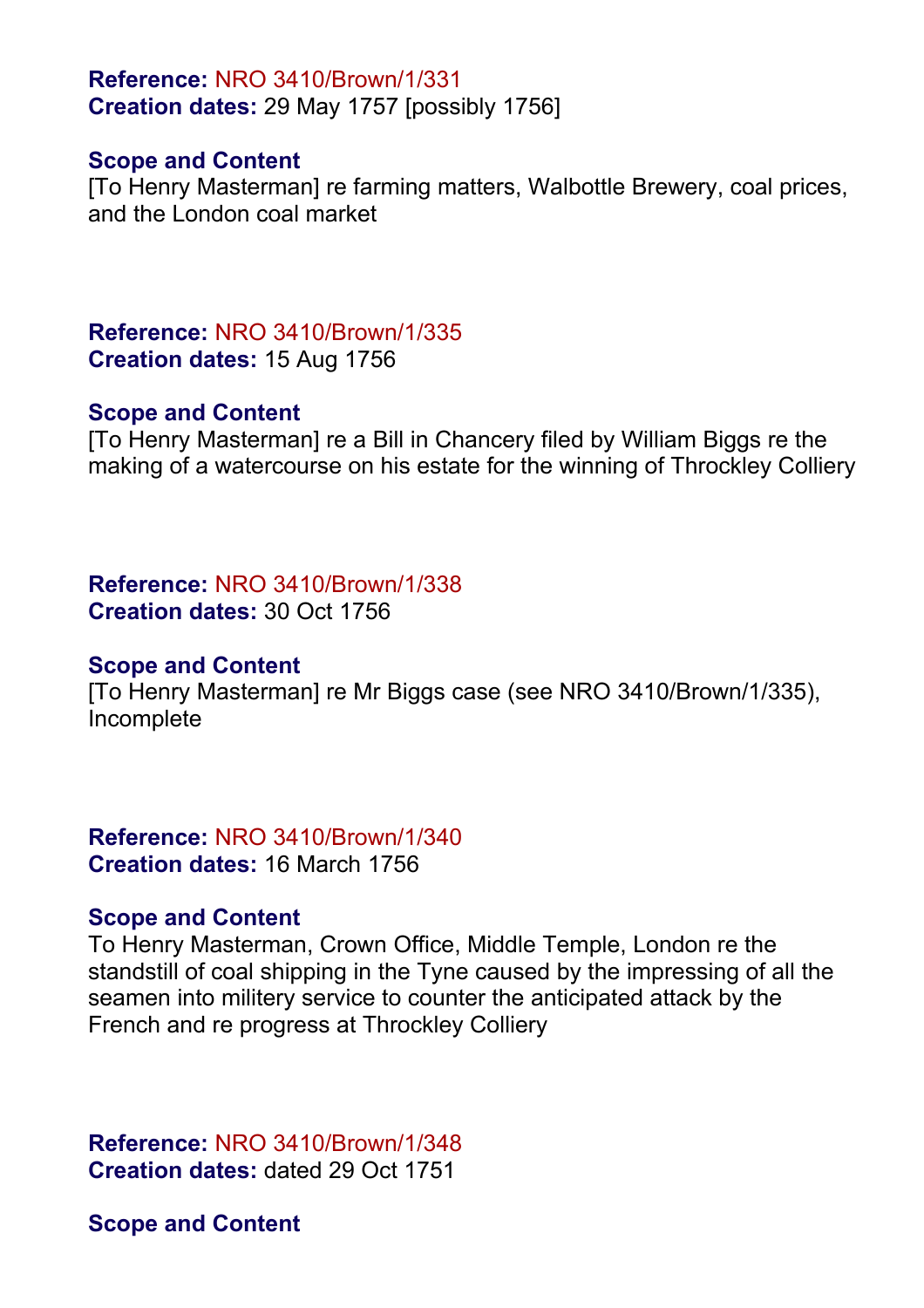**Reference:** NRO 3410/Brown/1/331
**Creation dates:** 29 May 1757 [possibly 1756]

**Scope and Content**
[To Henry Masterman] re farming matters, Walbottle Brewery, coal prices, and the London coal market

**Reference:** NRO 3410/Brown/1/335
**Creation dates:** 15 Aug 1756

**Scope and Content**
[To Henry Masterman] re a Bill in Chancery filed by William Biggs re the making of a watercourse on his estate for the winning of Throckley Colliery

**Reference:** NRO 3410/Brown/1/338
**Creation dates:** 30 Oct 1756

**Scope and Content**
[To Henry Masterman] re Mr Biggs case (see NRO 3410/Brown/1/335), Incomplete

**Reference:** NRO 3410/Brown/1/340
**Creation dates:** 16 March 1756

**Scope and Content**
To Henry Masterman, Crown Office, Middle Temple, London re the standstill of coal shipping in the Tyne caused by the impressing of all the seamen into militery service to counter the anticipated attack by the French and re progress at Throckley Colliery

**Reference:** NRO 3410/Brown/1/348
**Creation dates:** dated 29 Oct 1751

**Scope and Content**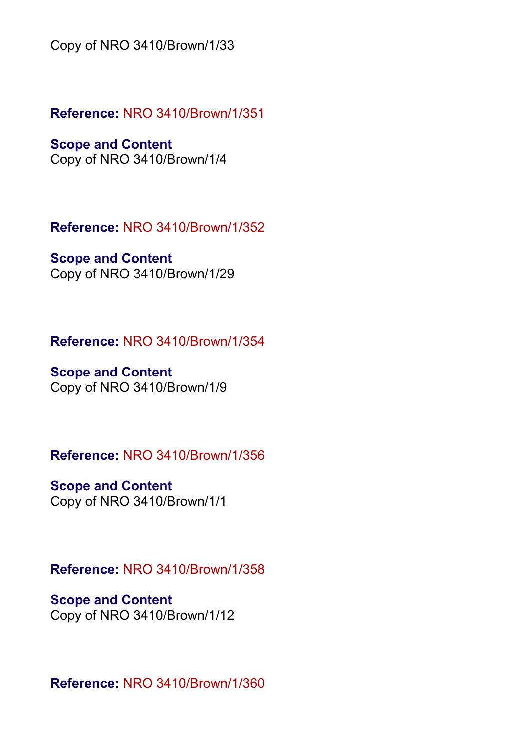Copy of NRO 3410/Brown/1/33

**Reference:** NRO 3410/Brown/1/351

**Scope and Content**
Copy of NRO 3410/Brown/1/4

**Reference:** NRO 3410/Brown/1/352

**Scope and Content**
Copy of NRO 3410/Brown/1/29

**Reference:** NRO 3410/Brown/1/354

**Scope and Content**
Copy of NRO 3410/Brown/1/9

**Reference:** NRO 3410/Brown/1/356

**Scope and Content**
Copy of NRO 3410/Brown/1/1

**Reference:** NRO 3410/Brown/1/358

**Scope and Content**
Copy of NRO 3410/Brown/1/12

**Reference:** NRO 3410/Brown/1/360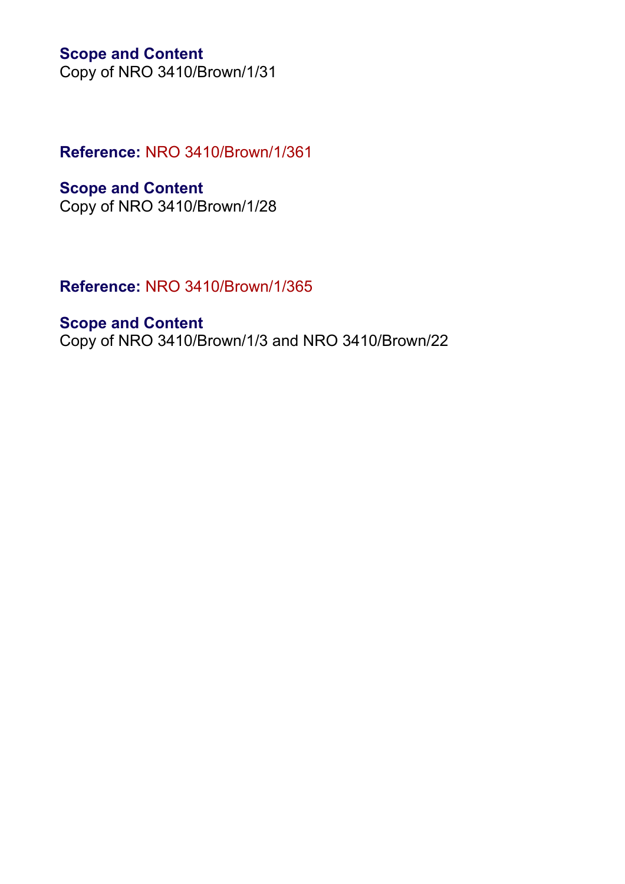**Scope and Content**
Copy of NRO 3410/Brown/1/31

**Reference:** NRO 3410/Brown/1/361

**Scope and Content**
Copy of NRO 3410/Brown/1/28

**Reference:** NRO 3410/Brown/1/365

**Scope and Content**
Copy of NRO 3410/Brown/1/3 and NRO 3410/Brown/22